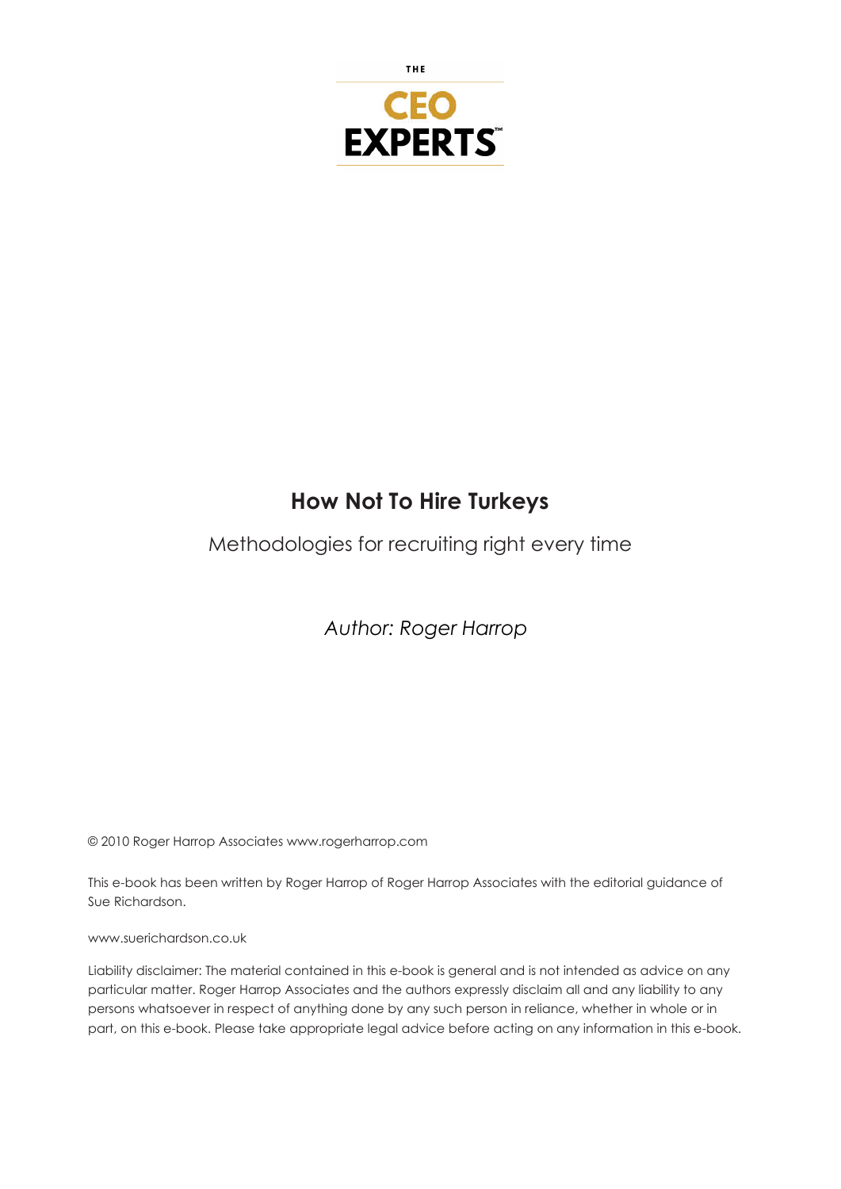THE

**CEO EXPERTS™**

# How Not To Hire Turkeys

Methodologies for recruiting right every time

*Author: Roger Harrop*

© 2010 Roger Harrop Associates www.rogerharrop.com

This e-book has been written by Roger Harrop of Roger Harrop Associates with the editorial guidance of Sue Richardson.

www.suerichardson.co.uk

Liability disclaimer: The material contained in this e-book is general and is not intended as advice on any particular matter. Roger Harrop Associates and the authors expressly disclaim all and any liability to any persons whatsoever in respect of anything done by any such person in reliance, whether in whole or in part, on this e-book. Please take appropriate legal advice before acting on any information in this e-book.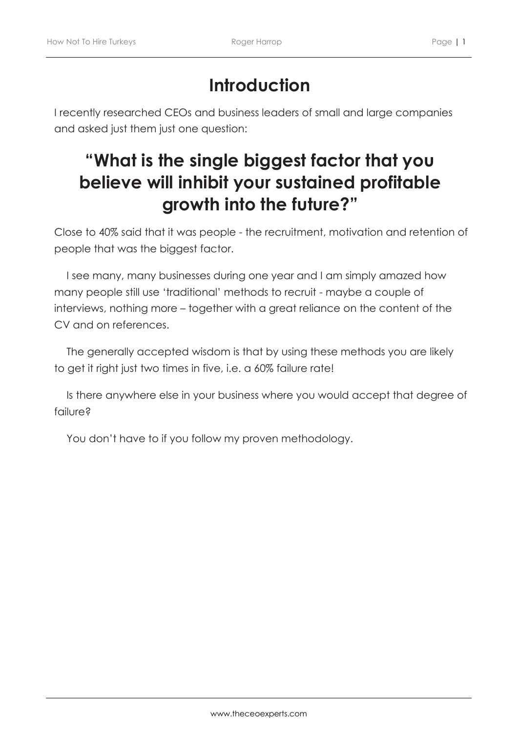# Introduction

I recently researched CEOs and business leaders of small and large companies and asked just them just one question:

## "What is the single biggest factor that you believe will inhibit your sustained profitable growth into the future?"

Close to 40% said that it was people - the recruitment, motivation and retention of people that was the biggest factor.

I see many, many businesses during one year and I am simply amazed how many people still use 'traditional' methods to recruit - maybe a couple of interviews, nothing more – together with a great reliance on the content of the CV and on references.

The generally accepted wisdom is that by using these methods you are likely to get it right just two times in five, i.e. a 60% failure rate!

Is there anywhere else in your business where you would accept that degree of failure?

You don't have to if you follow my proven methodology.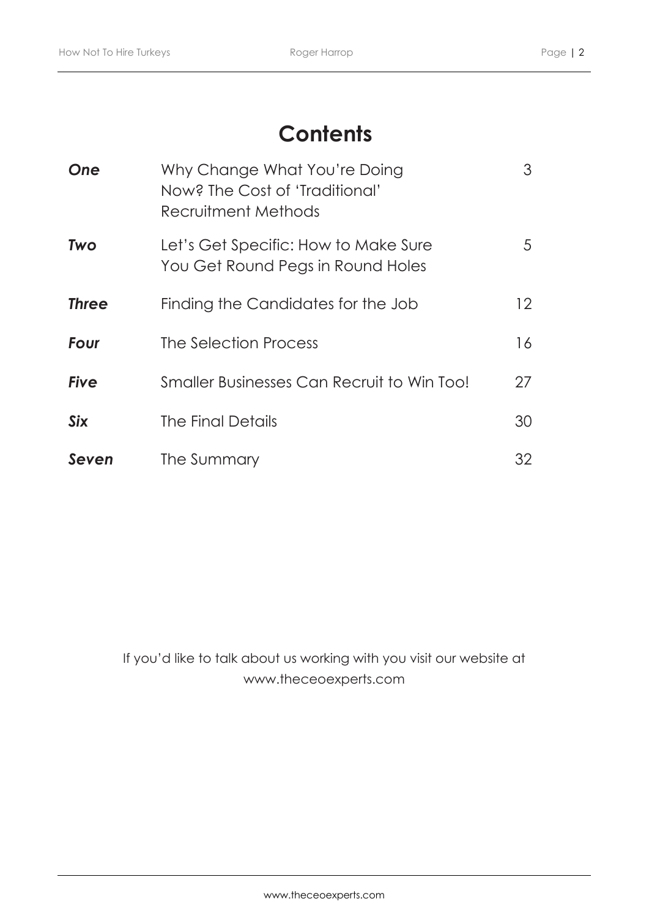# Contents

| | | |
|---|---|---|
| ***One*** | Why Change What You're Doing Now? The Cost of 'Traditional' Recruitment Methods | 3 |
| ***Two*** | Let's Get Specific: How to Make Sure You Get Round Pegs in Round Holes | 5 |
| ***Three*** | Finding the Candidates for the Job | 12 |
| ***Four*** | The Selection Process | 16 |
| ***Five*** | Smaller Businesses Can Recruit to Win Too! | 27 |
| ***Six*** | The Final Details | 30 |
| ***Seven*** | The Summary | 32 |

If you'd like to talk about us working with you visit our website at www.theceoexperts.com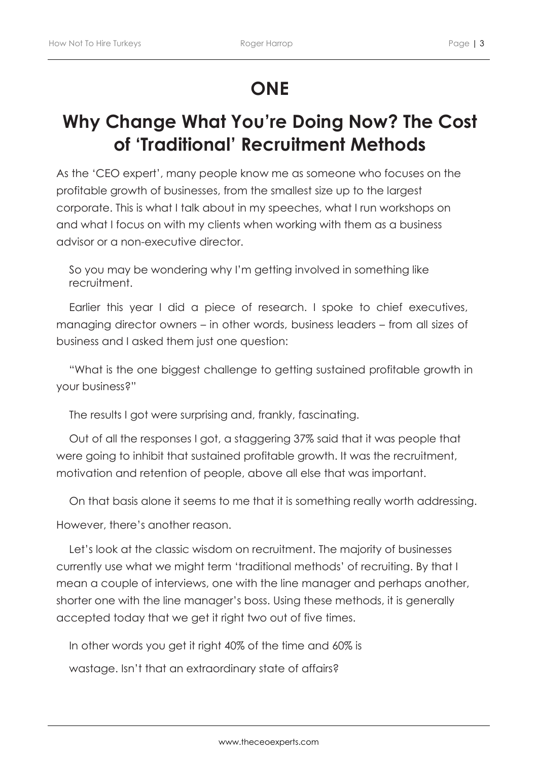# ONE

# Why Change What You're Doing Now? The Cost of 'Traditional' Recruitment Methods

As the 'CEO expert', many people know me as someone who focuses on the profitable growth of businesses, from the smallest size up to the largest corporate. This is what I talk about in my speeches, what I run workshops on and what I focus on with my clients when working with them as a business advisor or a non-executive director.

So you may be wondering why I'm getting involved in something like recruitment.

Earlier this year I did a piece of research. I spoke to chief executives, managing director owners – in other words, business leaders – from all sizes of business and I asked them just one question:

"What is the one biggest challenge to getting sustained profitable growth in your business?"

The results I got were surprising and, frankly, fascinating.

Out of all the responses I got, a staggering 37% said that it was people that were going to inhibit that sustained profitable growth. It was the recruitment, motivation and retention of people, above all else that was important.

On that basis alone it seems to me that it is something really worth addressing.

However, there's another reason.

Let's look at the classic wisdom on recruitment. The majority of businesses currently use what we might term 'traditional methods' of recruiting. By that I mean a couple of interviews, one with the line manager and perhaps another, shorter one with the line manager's boss. Using these methods, it is generally accepted today that we get it right two out of five times.

In other words you get it right 40% of the time and 60% is wastage. Isn't that an extraordinary state of affairs?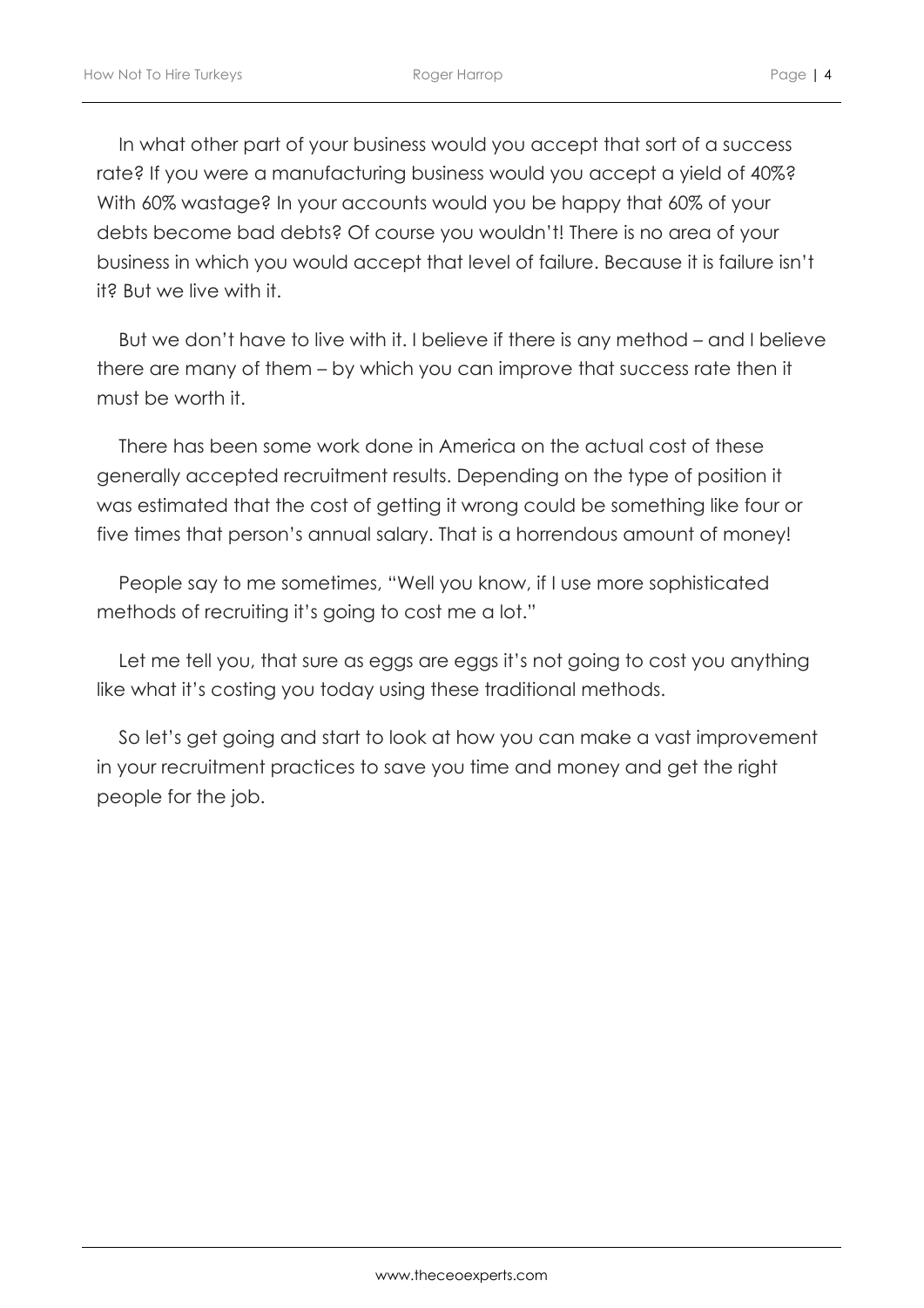In what other part of your business would you accept that sort of a success rate? If you were a manufacturing business would you accept a yield of 40%? With 60% wastage? In your accounts would you be happy that 60% of your debts become bad debts? Of course you wouldn't! There is no area of your business in which you would accept that level of failure. Because it is failure isn't it? But we live with it.

But we don't have to live with it. I believe if there is any method – and I believe there are many of them – by which you can improve that success rate then it must be worth it.

There has been some work done in America on the actual cost of these generally accepted recruitment results. Depending on the type of position it was estimated that the cost of getting it wrong could be something like four or five times that person's annual salary. That is a horrendous amount of money!

People say to me sometimes, "Well you know, if I use more sophisticated methods of recruiting it's going to cost me a lot."

Let me tell you, that sure as eggs are eggs it's not going to cost you anything like what it's costing you today using these traditional methods.

So let's get going and start to look at how you can make a vast improvement in your recruitment practices to save you time and money and get the right people for the job.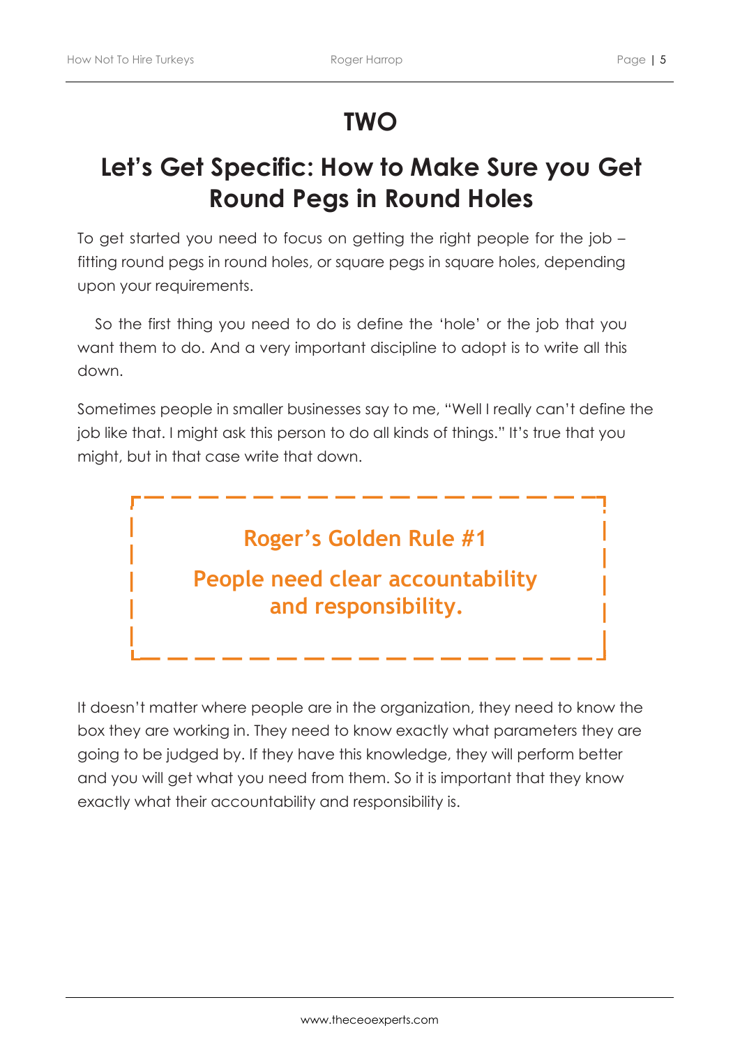# TWO

## Let's Get Specific: How to Make Sure you Get Round Pegs in Round Holes

To get started you need to focus on getting the right people for the job – fitting round pegs in round holes, or square pegs in square holes, depending upon your requirements.

So the first thing you need to do is define the 'hole' or the job that you want them to do. And a very important discipline to adopt is to write all this down.

Sometimes people in smaller businesses say to me, "Well I really can't define the job like that. I might ask this person to do all kinds of things." It's true that you might, but in that case write that down.

> **Roger's Golden Rule #1**
>
> **People need clear accountability and responsibility.**

It doesn't matter where people are in the organization, they need to know the box they are working in. They need to know exactly what parameters they are going to be judged by. If they have this knowledge, they will perform better and you will get what you need from them. So it is important that they know exactly what their accountability and responsibility is.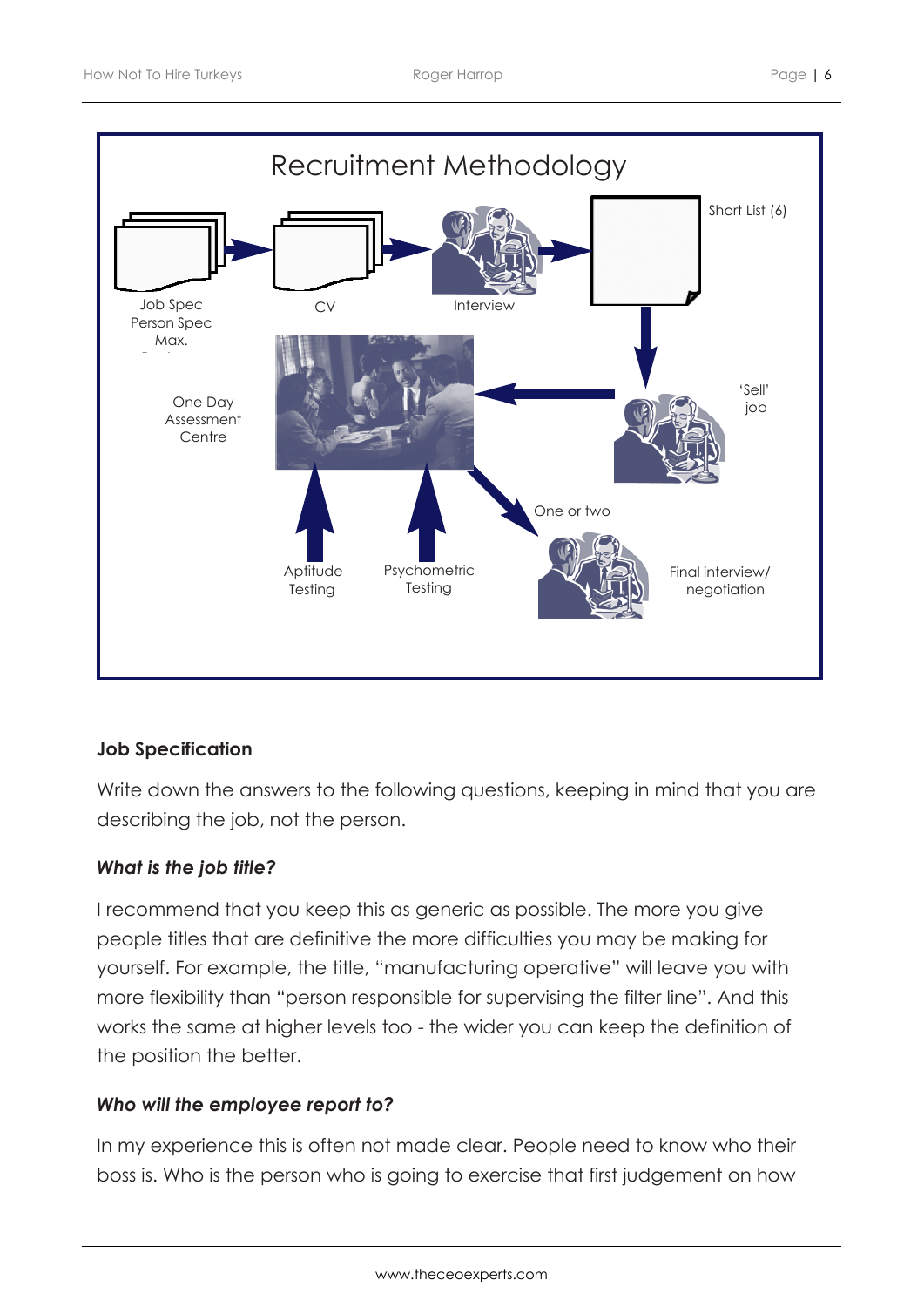## Recruitment Methodology

Job Spec
Person Spec
Max.

CV

Interview

Short List (6)

'Sell' job

One Day Assessment Centre

Aptitude Testing

Psychometric Testing

One or two

Final interview/ negotiation

### Job Specification

Write down the answers to the following questions, keeping in mind that you are describing the job, not the person.

#### *What is the job title?*

I recommend that you keep this as generic as possible. The more you give people titles that are definitive the more difficulties you may be making for yourself. For example, the title, "manufacturing operative" will leave you with more flexibility than "person responsible for supervising the filter line". And this works the same at higher levels too - the wider you can keep the definition of the position the better.

#### *Who will the employee report to?*

In my experience this is often not made clear. People need to know who their boss is. Who is the person who is going to exercise that first judgement on how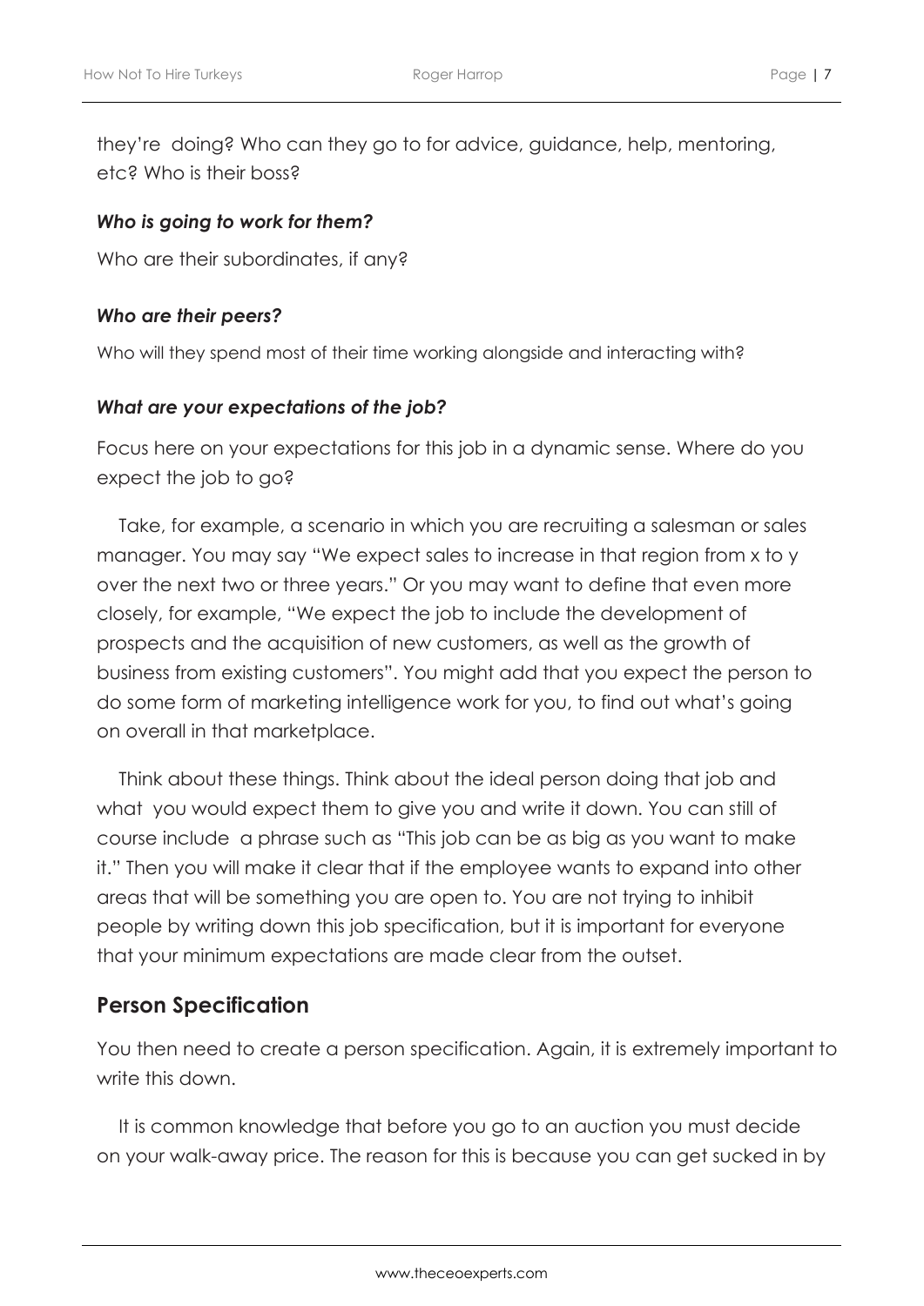they're doing? Who can they go to for advice, guidance, help, mentoring, etc? Who is their boss?

***Who is going to work for them?***

Who are their subordinates, if any?

***Who are their peers?***

Who will they spend most of their time working alongside and interacting with?

***What are your expectations of the job?***

Focus here on your expectations for this job in a dynamic sense. Where do you expect the job to go?

Take, for example, a scenario in which you are recruiting a salesman or sales manager. You may say "We expect sales to increase in that region from x to y over the next two or three years." Or you may want to define that even more closely, for example, "We expect the job to include the development of prospects and the acquisition of new customers, as well as the growth of business from existing customers". You might add that you expect the person to do some form of marketing intelligence work for you, to find out what's going on overall in that marketplace.

Think about these things. Think about the ideal person doing that job and what you would expect them to give you and write it down. You can still of course include a phrase such as "This job can be as big as you want to make it." Then you will make it clear that if the employee wants to expand into other areas that will be something you are open to. You are not trying to inhibit people by writing down this job specification, but it is important for everyone that your minimum expectations are made clear from the outset.

## Person Specification

You then need to create a person specification. Again, it is extremely important to write this down.

It is common knowledge that before you go to an auction you must decide on your walk-away price. The reason for this is because you can get sucked in by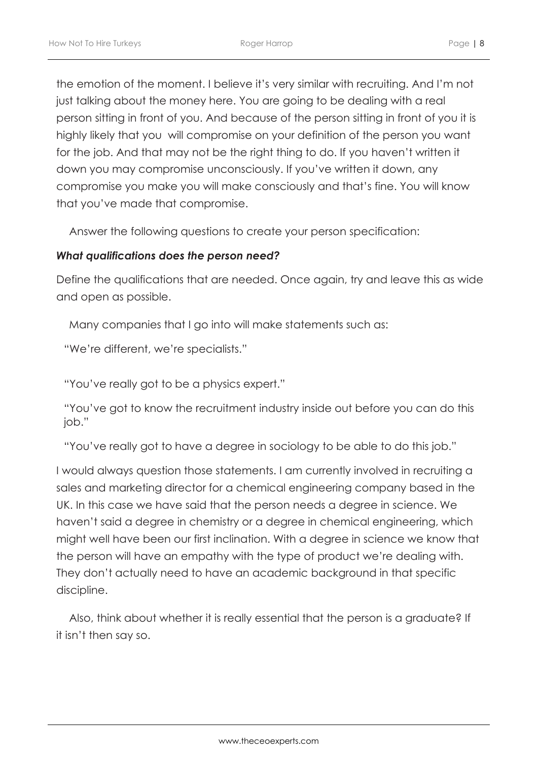the emotion of the moment. I believe it's very similar with recruiting. And I'm not just talking about the money here. You are going to be dealing with a real person sitting in front of you. And because of the person sitting in front of you it is highly likely that you will compromise on your definition of the person you want for the job. And that may not be the right thing to do. If you haven't written it down you may compromise unconsciously. If you've written it down, any compromise you make you will make consciously and that's fine. You will know that you've made that compromise.

Answer the following questions to create your person specification:

***What qualifications does the person need?***

Define the qualifications that are needed. Once again, try and leave this as wide and open as possible.

Many companies that I go into will make statements such as:

"We're different, we're specialists."

"You've really got to be a physics expert."

"You've got to know the recruitment industry inside out before you can do this job."

"You've really got to have a degree in sociology to be able to do this job."

I would always question those statements. I am currently involved in recruiting a sales and marketing director for a chemical engineering company based in the UK. In this case we have said that the person needs a degree in science. We haven't said a degree in chemistry or a degree in chemical engineering, which might well have been our first inclination. With a degree in science we know that the person will have an empathy with the type of product we're dealing with. They don't actually need to have an academic background in that specific discipline.

Also, think about whether it is really essential that the person is a graduate? If it isn't then say so.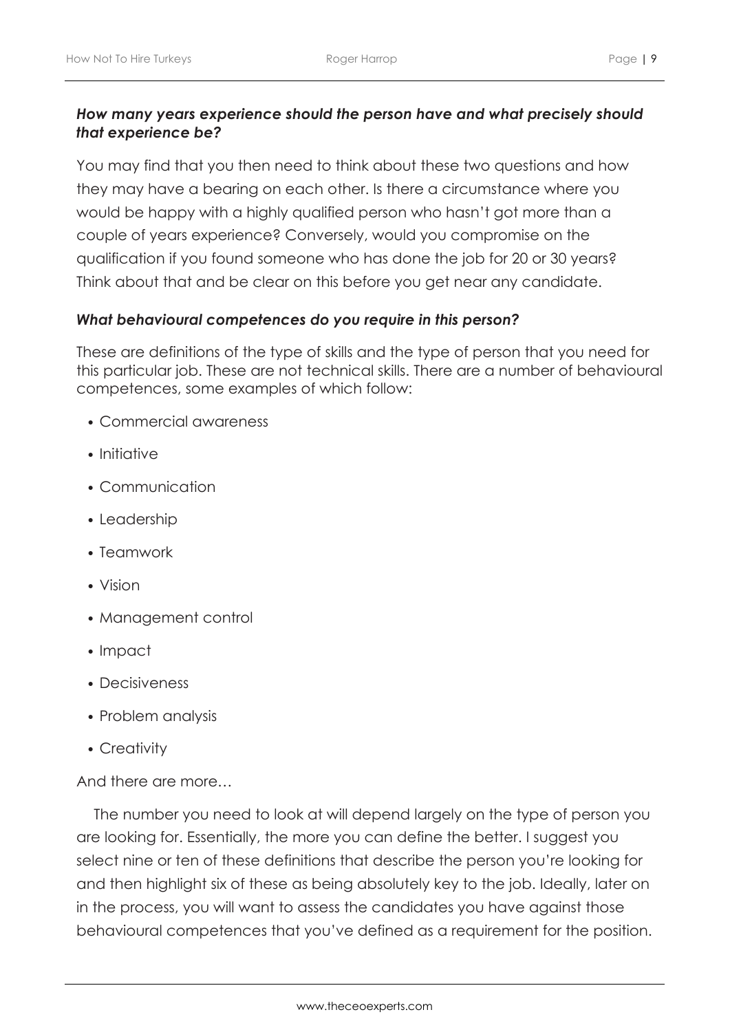***How many years experience should the person have and what precisely should that experience be?***

You may find that you then need to think about these two questions and how they may have a bearing on each other. Is there a circumstance where you would be happy with a highly qualified person who hasn't got more than a couple of years experience? Conversely, would you compromise on the qualification if you found someone who has done the job for 20 or 30 years? Think about that and be clear on this before you get near any candidate.

***What behavioural competences do you require in this person?***

These are definitions of the type of skills and the type of person that you need for this particular job. These are not technical skills. There are a number of behavioural competences, some examples of which follow:

- Commercial awareness
- Initiative
- Communication
- Leadership
- Teamwork
- Vision
- Management control
- Impact
- Decisiveness
- Problem analysis
- Creativity

And there are more…

The number you need to look at will depend largely on the type of person you are looking for. Essentially, the more you can define the better. I suggest you select nine or ten of these definitions that describe the person you're looking for and then highlight six of these as being absolutely key to the job. Ideally, later on in the process, you will want to assess the candidates you have against those behavioural competences that you've defined as a requirement for the position.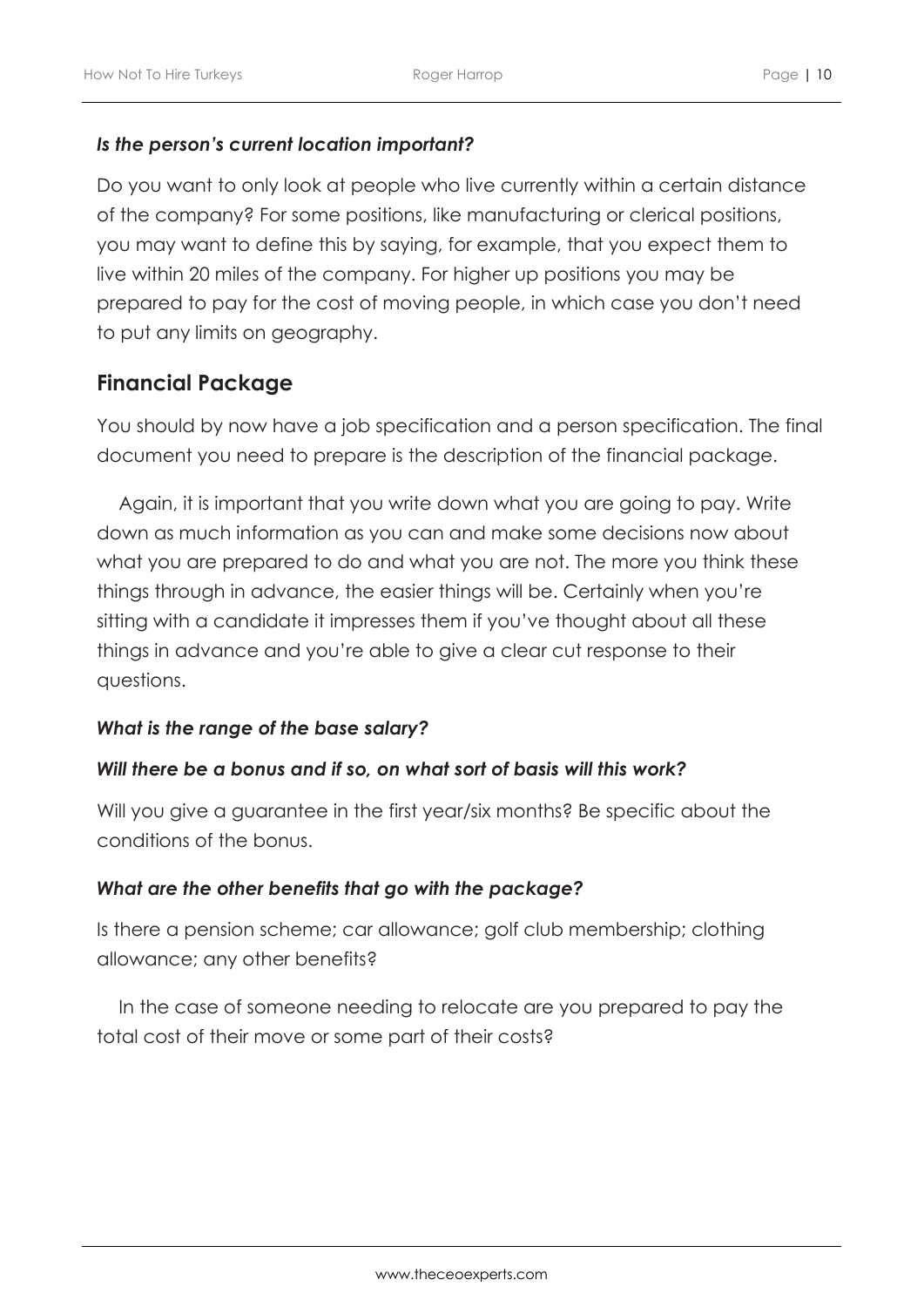***Is the person's current location important?***

Do you want to only look at people who live currently within a certain distance of the company? For some positions, like manufacturing or clerical positions, you may want to define this by saying, for example, that you expect them to live within 20 miles of the company. For higher up positions you may be prepared to pay for the cost of moving people, in which case you don't need to put any limits on geography.

## Financial Package

You should by now have a job specification and a person specification. The final document you need to prepare is the description of the financial package.

Again, it is important that you write down what you are going to pay. Write down as much information as you can and make some decisions now about what you are prepared to do and what you are not. The more you think these things through in advance, the easier things will be. Certainly when you're sitting with a candidate it impresses them if you've thought about all these things in advance and you're able to give a clear cut response to their questions.

***What is the range of the base salary?***

***Will there be a bonus and if so, on what sort of basis will this work?***

Will you give a guarantee in the first year/six months? Be specific about the conditions of the bonus.

***What are the other benefits that go with the package?***

Is there a pension scheme; car allowance; golf club membership; clothing allowance; any other benefits?

In the case of someone needing to relocate are you prepared to pay the total cost of their move or some part of their costs?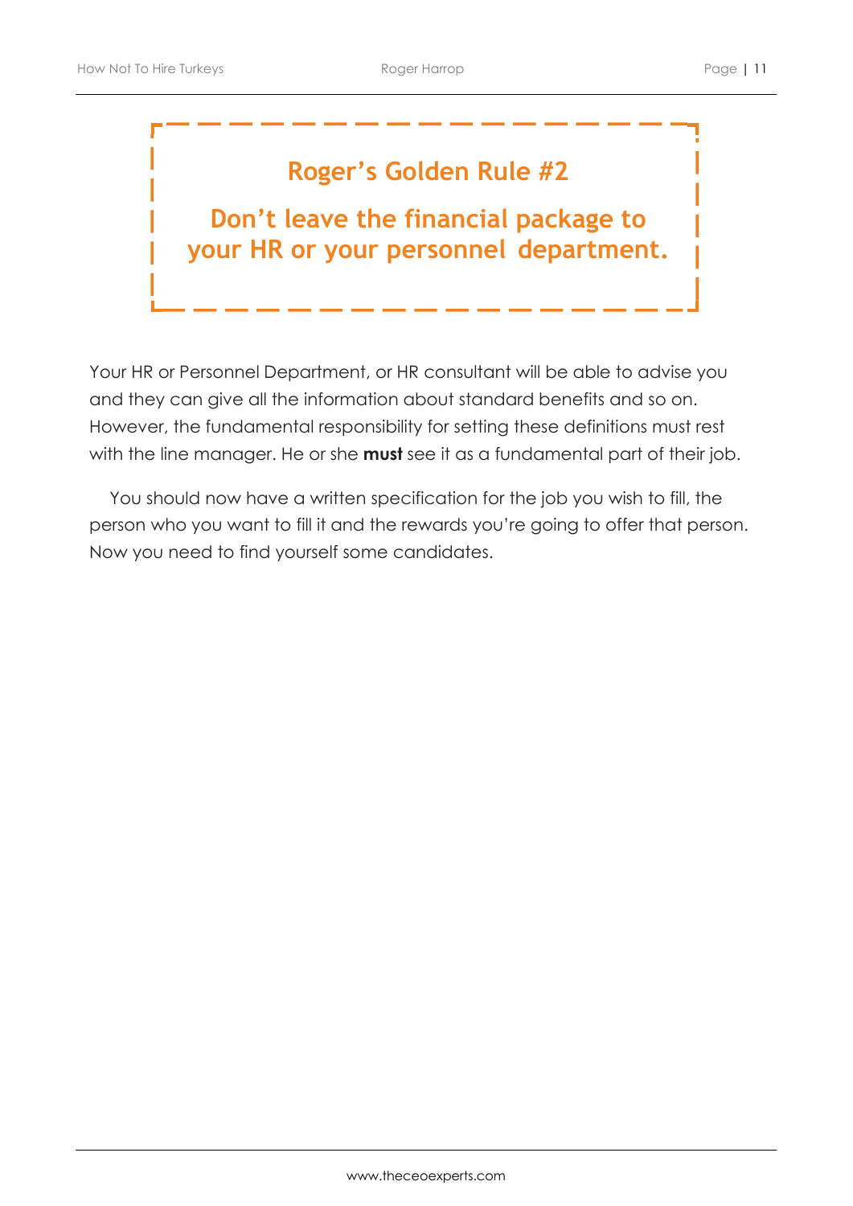**Roger's Golden Rule #2**

**Don't leave the financial package to your HR or your personnel department.**

Your HR or Personnel Department, or HR consultant will be able to advise you and they can give all the information about standard benefits and so on. However, the fundamental responsibility for setting these definitions must rest with the line manager. He or she **must** see it as a fundamental part of their job.

You should now have a written specification for the job you wish to fill, the person who you want to fill it and the rewards you're going to offer that person. Now you need to find yourself some candidates.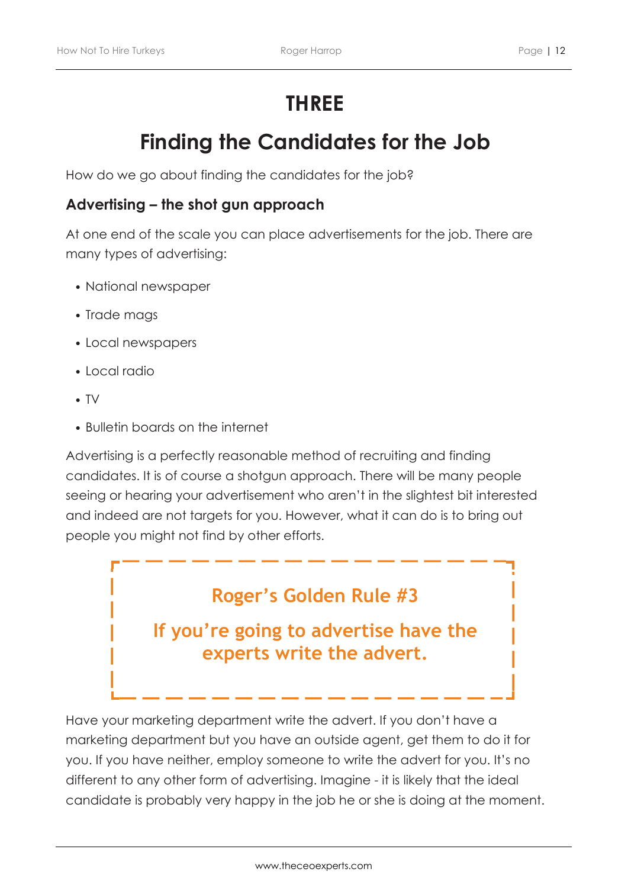# THREE

# Finding the Candidates for the Job

How do we go about finding the candidates for the job?

### Advertising – the shot gun approach

At one end of the scale you can place advertisements for the job. There are many types of advertising:

- National newspaper
- Trade mags
- Local newspapers
- Local radio
- TV
- Bulletin boards on the internet

Advertising is a perfectly reasonable method of recruiting and finding candidates. It is of course a shotgun approach. There will be many people seeing or hearing your advertisement who aren't in the slightest bit interested and indeed are not targets for you. However, what it can do is to bring out people you might not find by other efforts.

> **Roger's Golden Rule #3**
>
> **If you're going to advertise have the experts write the advert.**

Have your marketing department write the advert. If you don't have a marketing department but you have an outside agent, get them to do it for you. If you have neither, employ someone to write the advert for you. It's no different to any other form of advertising. Imagine - it is likely that the ideal candidate is probably very happy in the job he or she is doing at the moment.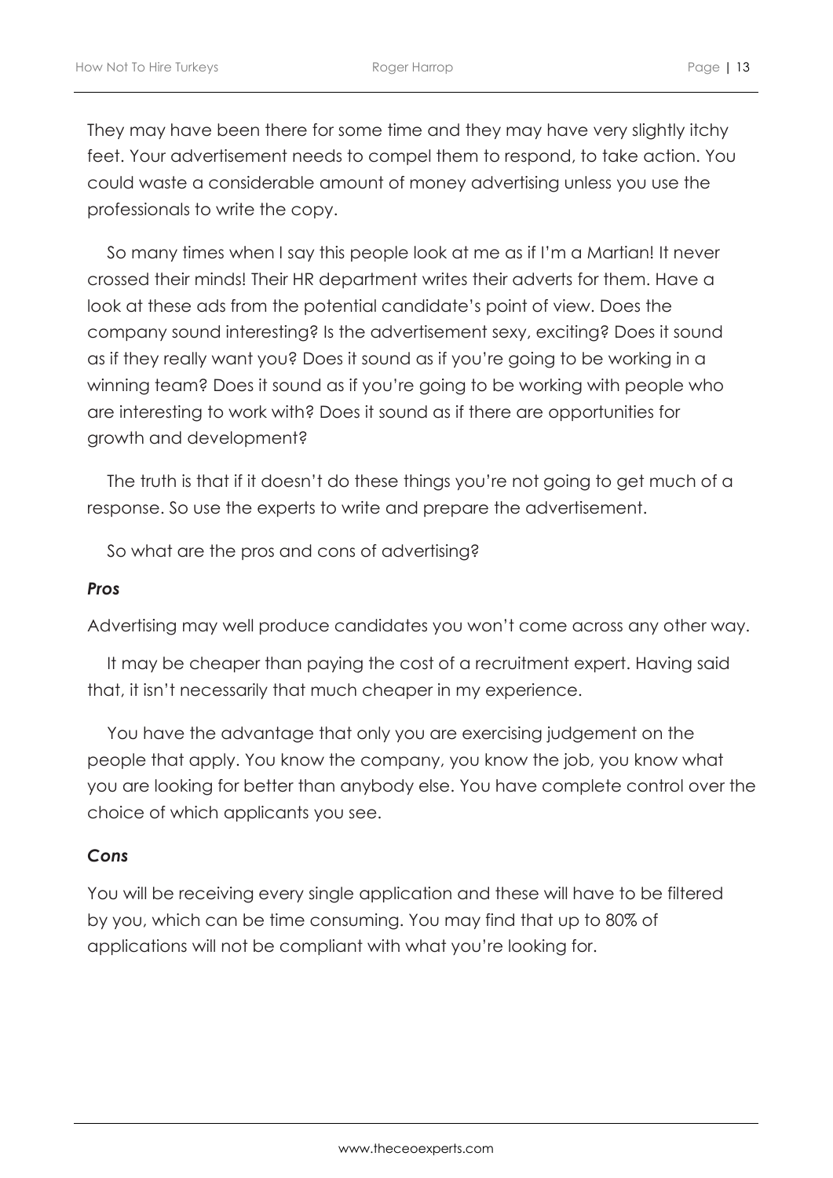They may have been there for some time and they may have very slightly itchy feet. Your advertisement needs to compel them to respond, to take action. You could waste a considerable amount of money advertising unless you use the professionals to write the copy.

So many times when I say this people look at me as if I'm a Martian! It never crossed their minds! Their HR department writes their adverts for them. Have a look at these ads from the potential candidate's point of view. Does the company sound interesting? Is the advertisement sexy, exciting? Does it sound as if they really want you? Does it sound as if you're going to be working in a winning team? Does it sound as if you're going to be working with people who are interesting to work with? Does it sound as if there are opportunities for growth and development?

The truth is that if it doesn't do these things you're not going to get much of a response. So use the experts to write and prepare the advertisement.

So what are the pros and cons of advertising?

***Pros***

Advertising may well produce candidates you won't come across any other way.

It may be cheaper than paying the cost of a recruitment expert. Having said that, it isn't necessarily that much cheaper in my experience.

You have the advantage that only you are exercising judgement on the people that apply. You know the company, you know the job, you know what you are looking for better than anybody else. You have complete control over the choice of which applicants you see.

***Cons***

You will be receiving every single application and these will have to be filtered by you, which can be time consuming. You may find that up to 80% of applications will not be compliant with what you're looking for.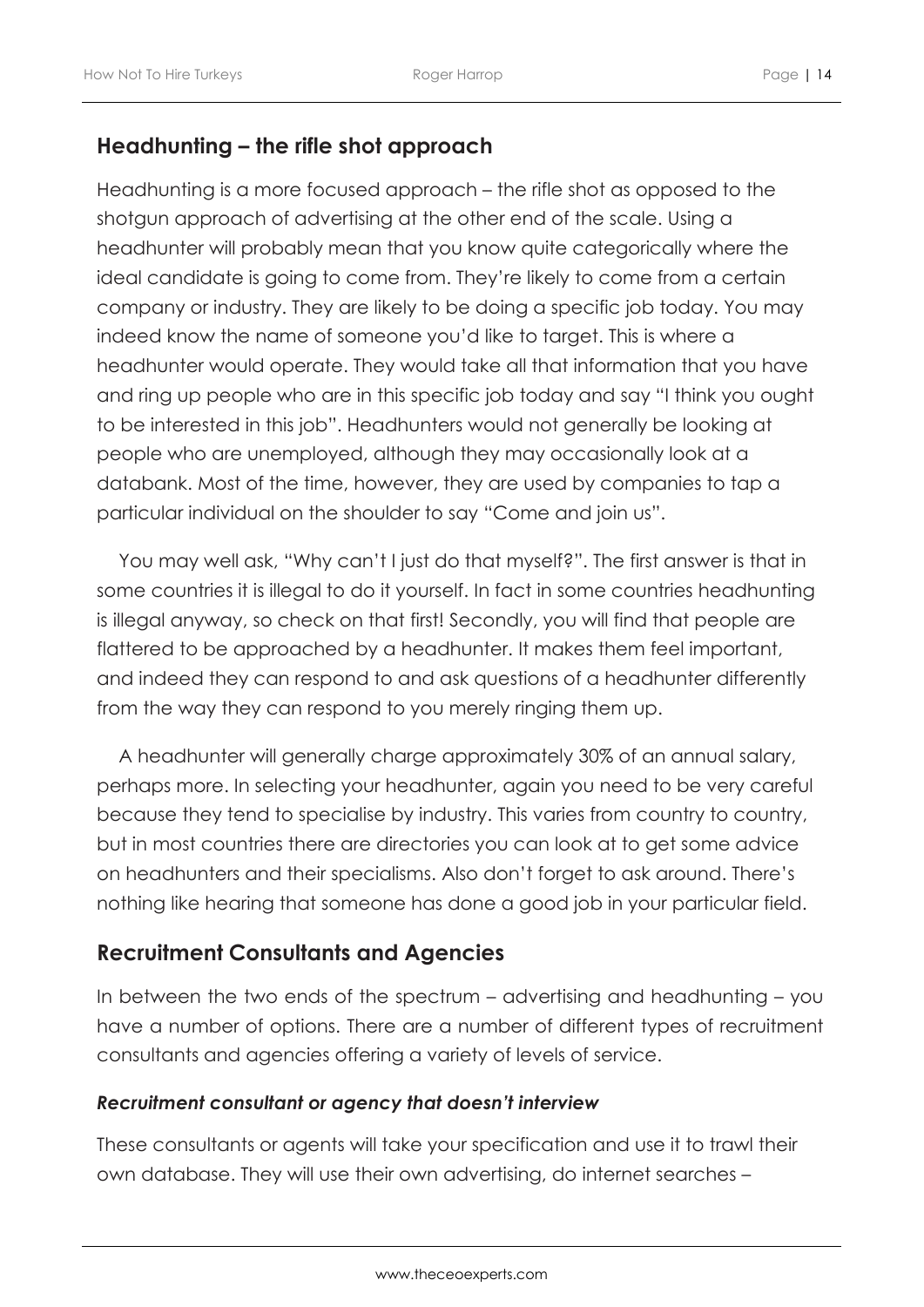## Headhunting – the rifle shot approach

Headhunting is a more focused approach – the rifle shot as opposed to the shotgun approach of advertising at the other end of the scale. Using a headhunter will probably mean that you know quite categorically where the ideal candidate is going to come from. They're likely to come from a certain company or industry. They are likely to be doing a specific job today. You may indeed know the name of someone you'd like to target. This is where a headhunter would operate. They would take all that information that you have and ring up people who are in this specific job today and say "I think you ought to be interested in this job". Headhunters would not generally be looking at people who are unemployed, although they may occasionally look at a databank. Most of the time, however, they are used by companies to tap a particular individual on the shoulder to say "Come and join us".

You may well ask, "Why can't I just do that myself?". The first answer is that in some countries it is illegal to do it yourself. In fact in some countries headhunting is illegal anyway, so check on that first! Secondly, you will find that people are flattered to be approached by a headhunter. It makes them feel important, and indeed they can respond to and ask questions of a headhunter differently from the way they can respond to you merely ringing them up.

A headhunter will generally charge approximately 30% of an annual salary, perhaps more. In selecting your headhunter, again you need to be very careful because they tend to specialise by industry. This varies from country to country, but in most countries there are directories you can look at to get some advice on headhunters and their specialisms. Also don't forget to ask around. There's nothing like hearing that someone has done a good job in your particular field.

## Recruitment Consultants and Agencies

In between the two ends of the spectrum – advertising and headhunting – you have a number of options. There are a number of different types of recruitment consultants and agencies offering a variety of levels of service.

### *Recruitment consultant or agency that doesn't interview*

These consultants or agents will take your specification and use it to trawl their own database. They will use their own advertising, do internet searches –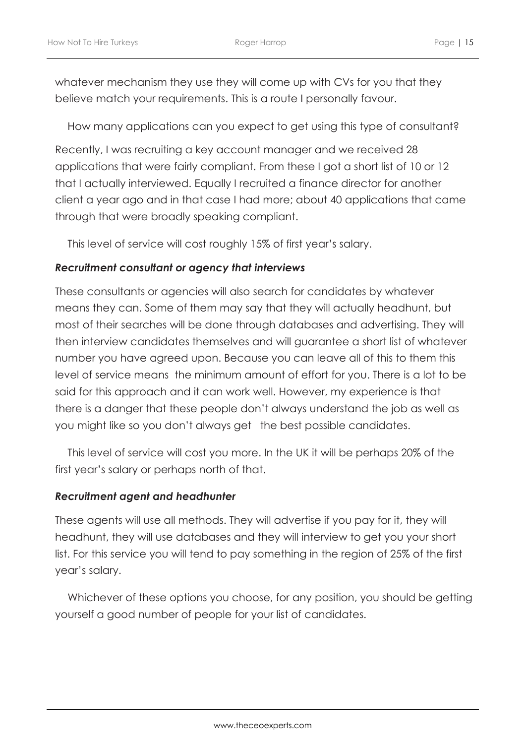whatever mechanism they use they will come up with CVs for you that they believe match your requirements. This is a route I personally favour.

How many applications can you expect to get using this type of consultant?

Recently, I was recruiting a key account manager and we received 28 applications that were fairly compliant. From these I got a short list of 10 or 12 that I actually interviewed. Equally I recruited a finance director for another client a year ago and in that case I had more; about 40 applications that came through that were broadly speaking compliant.

This level of service will cost roughly 15% of first year's salary.

***Recruitment consultant or agency that interviews***

These consultants or agencies will also search for candidates by whatever means they can. Some of them may say that they will actually headhunt, but most of their searches will be done through databases and advertising. They will then interview candidates themselves and will guarantee a short list of whatever number you have agreed upon. Because you can leave all of this to them this level of service means the minimum amount of effort for you. There is a lot to be said for this approach and it can work well. However, my experience is that there is a danger that these people don't always understand the job as well as you might like so you don't always get the best possible candidates.

This level of service will cost you more. In the UK it will be perhaps 20% of the first year's salary or perhaps north of that.

***Recruitment agent and headhunter***

These agents will use all methods. They will advertise if you pay for it, they will headhunt, they will use databases and they will interview to get you your short list. For this service you will tend to pay something in the region of 25% of the first year's salary.

Whichever of these options you choose, for any position, you should be getting yourself a good number of people for your list of candidates.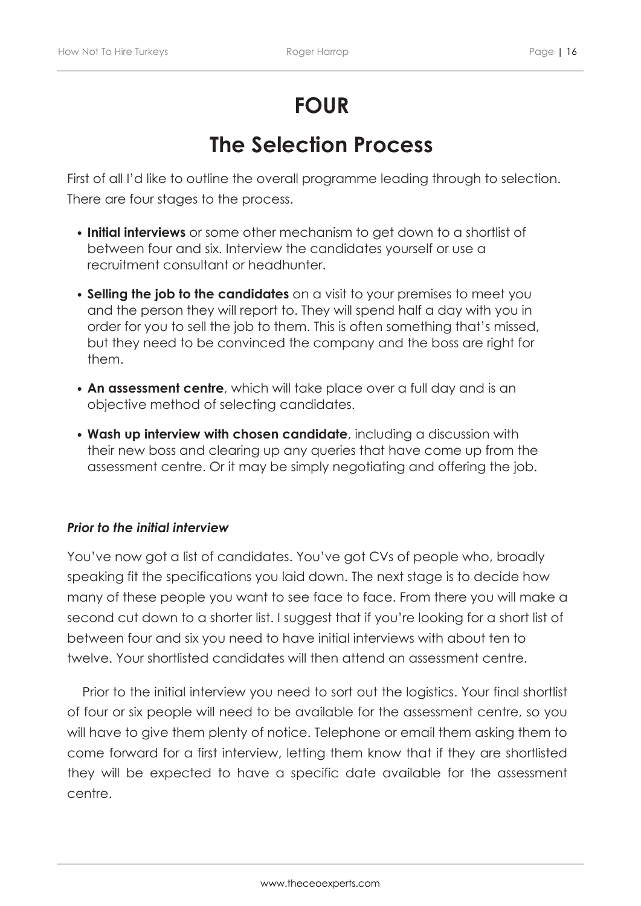# FOUR

# The Selection Process

First of all I'd like to outline the overall programme leading through to selection. There are four stages to the process.

- **Initial interviews** or some other mechanism to get down to a shortlist of between four and six. Interview the candidates yourself or use a recruitment consultant or headhunter.
- **Selling the job to the candidates** on a visit to your premises to meet you and the person they will report to. They will spend half a day with you in order for you to sell the job to them. This is often something that's missed, but they need to be convinced the company and the boss are right for them.
- **An assessment centre**, which will take place over a full day and is an objective method of selecting candidates.
- **Wash up interview with chosen candidate**, including a discussion with their new boss and clearing up any queries that have come up from the assessment centre. Or it may be simply negotiating and offering the job.

***Prior to the initial interview***

You've now got a list of candidates. You've got CVs of people who, broadly speaking fit the specifications you laid down. The next stage is to decide how many of these people you want to see face to face. From there you will make a second cut down to a shorter list. I suggest that if you're looking for a short list of between four and six you need to have initial interviews with about ten to twelve. Your shortlisted candidates will then attend an assessment centre.

Prior to the initial interview you need to sort out the logistics. Your final shortlist of four or six people will need to be available for the assessment centre, so you will have to give them plenty of notice. Telephone or email them asking them to come forward for a first interview, letting them know that if they are shortlisted they will be expected to have a specific date available for the assessment centre.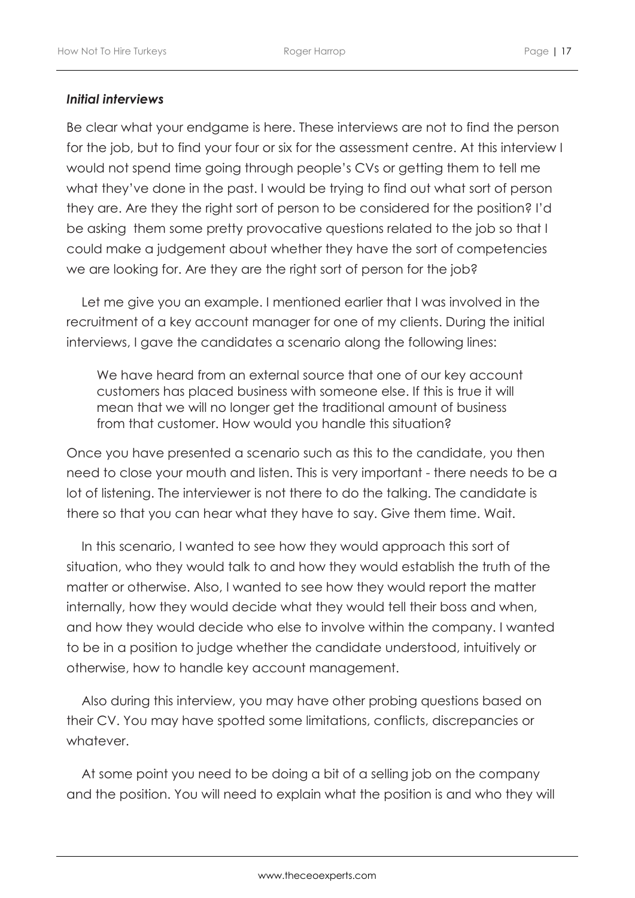### *Initial interviews*

Be clear what your endgame is here. These interviews are not to find the person for the job, but to find your four or six for the assessment centre. At this interview I would not spend time going through people's CVs or getting them to tell me what they've done in the past. I would be trying to find out what sort of person they are. Are they the right sort of person to be considered for the position? I'd be asking them some pretty provocative questions related to the job so that I could make a judgement about whether they have the sort of competencies we are looking for. Are they are the right sort of person for the job?

Let me give you an example. I mentioned earlier that I was involved in the recruitment of a key account manager for one of my clients. During the initial interviews, I gave the candidates a scenario along the following lines:

> We have heard from an external source that one of our key account customers has placed business with someone else. If this is true it will mean that we will no longer get the traditional amount of business from that customer. How would you handle this situation?

Once you have presented a scenario such as this to the candidate, you then need to close your mouth and listen. This is very important - there needs to be a lot of listening. The interviewer is not there to do the talking. The candidate is there so that you can hear what they have to say. Give them time. Wait.

In this scenario, I wanted to see how they would approach this sort of situation, who they would talk to and how they would establish the truth of the matter or otherwise. Also, I wanted to see how they would report the matter internally, how they would decide what they would tell their boss and when, and how they would decide who else to involve within the company. I wanted to be in a position to judge whether the candidate understood, intuitively or otherwise, how to handle key account management.

Also during this interview, you may have other probing questions based on their CV. You may have spotted some limitations, conflicts, discrepancies or whatever.

At some point you need to be doing a bit of a selling job on the company and the position. You will need to explain what the position is and who they will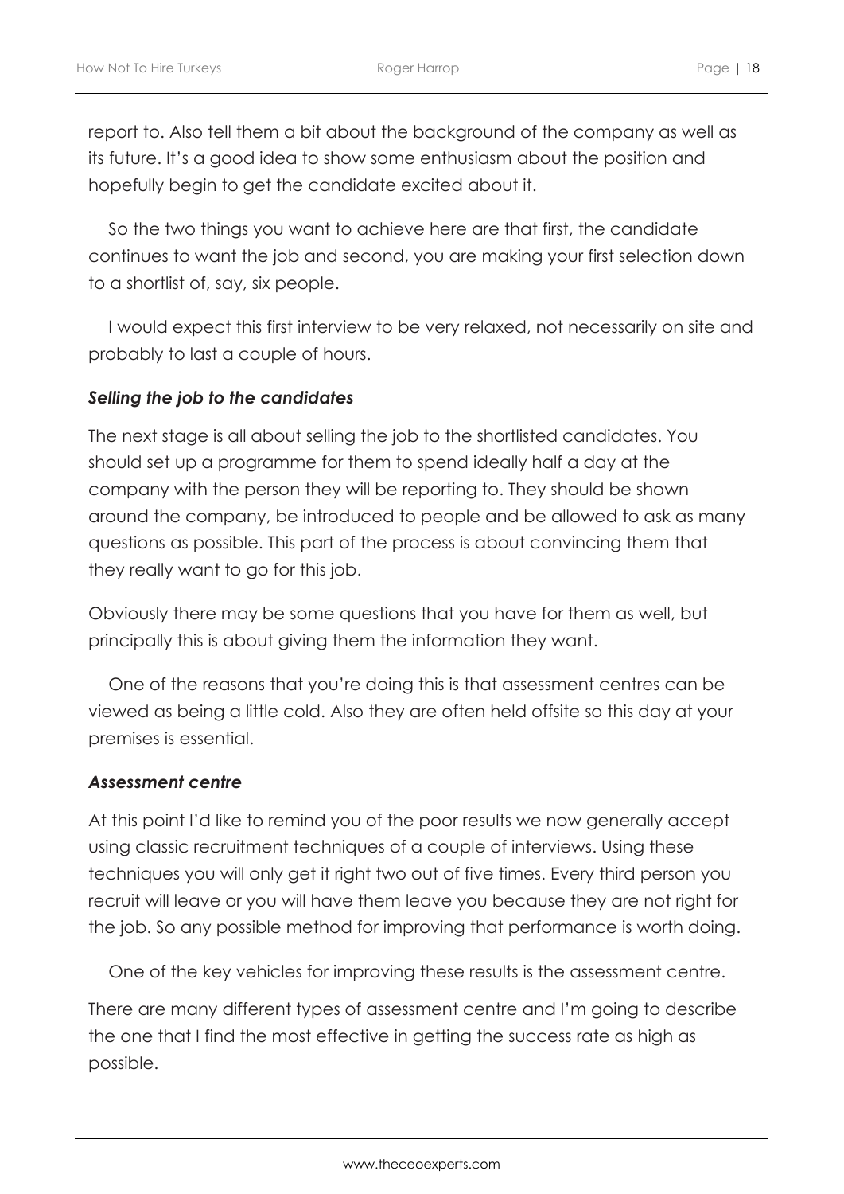report to. Also tell them a bit about the background of the company as well as its future. It's a good idea to show some enthusiasm about the position and hopefully begin to get the candidate excited about it.

So the two things you want to achieve here are that first, the candidate continues to want the job and second, you are making your first selection down to a shortlist of, say, six people.

I would expect this first interview to be very relaxed, not necessarily on site and probably to last a couple of hours.

***Selling the job to the candidates***

The next stage is all about selling the job to the shortlisted candidates. You should set up a programme for them to spend ideally half a day at the company with the person they will be reporting to. They should be shown around the company, be introduced to people and be allowed to ask as many questions as possible. This part of the process is about convincing them that they really want to go for this job.

Obviously there may be some questions that you have for them as well, but principally this is about giving them the information they want.

One of the reasons that you're doing this is that assessment centres can be viewed as being a little cold. Also they are often held offsite so this day at your premises is essential.

***Assessment centre***

At this point I'd like to remind you of the poor results we now generally accept using classic recruitment techniques of a couple of interviews. Using these techniques you will only get it right two out of five times. Every third person you recruit will leave or you will have them leave you because they are not right for the job. So any possible method for improving that performance is worth doing.

One of the key vehicles for improving these results is the assessment centre.

There are many different types of assessment centre and I'm going to describe the one that I find the most effective in getting the success rate as high as possible.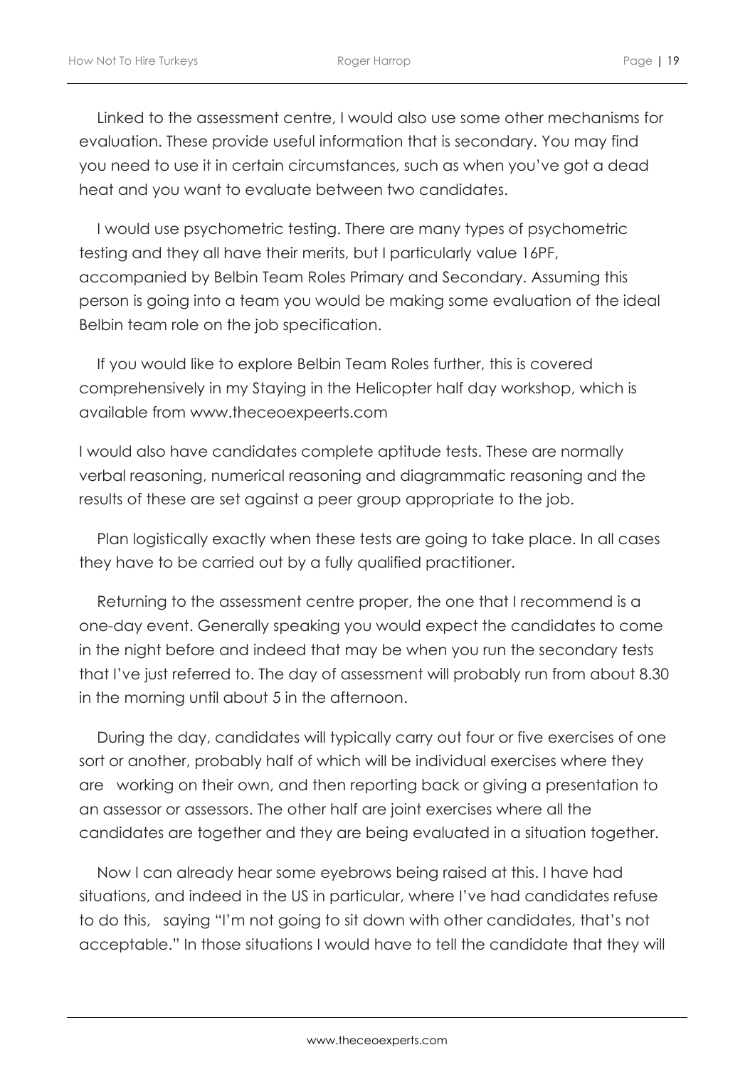Linked to the assessment centre, I would also use some other mechanisms for evaluation. These provide useful information that is secondary. You may find you need to use it in certain circumstances, such as when you've got a dead heat and you want to evaluate between two candidates.

I would use psychometric testing. There are many types of psychometric testing and they all have their merits, but I particularly value 16PF, accompanied by Belbin Team Roles Primary and Secondary. Assuming this person is going into a team you would be making some evaluation of the ideal Belbin team role on the job specification.

If you would like to explore Belbin Team Roles further, this is covered comprehensively in my Staying in the Helicopter half day workshop, which is available from www.theceoexpeerts.com

I would also have candidates complete aptitude tests. These are normally verbal reasoning, numerical reasoning and diagrammatic reasoning and the results of these are set against a peer group appropriate to the job.

Plan logistically exactly when these tests are going to take place. In all cases they have to be carried out by a fully qualified practitioner.

Returning to the assessment centre proper, the one that I recommend is a one-day event. Generally speaking you would expect the candidates to come in the night before and indeed that may be when you run the secondary tests that I've just referred to. The day of assessment will probably run from about 8.30 in the morning until about 5 in the afternoon.

During the day, candidates will typically carry out four or five exercises of one sort or another, probably half of which will be individual exercises where they are working on their own, and then reporting back or giving a presentation to an assessor or assessors. The other half are joint exercises where all the candidates are together and they are being evaluated in a situation together.

Now I can already hear some eyebrows being raised at this. I have had situations, and indeed in the US in particular, where I've had candidates refuse to do this, saying "I'm not going to sit down with other candidates, that's not acceptable." In those situations I would have to tell the candidate that they will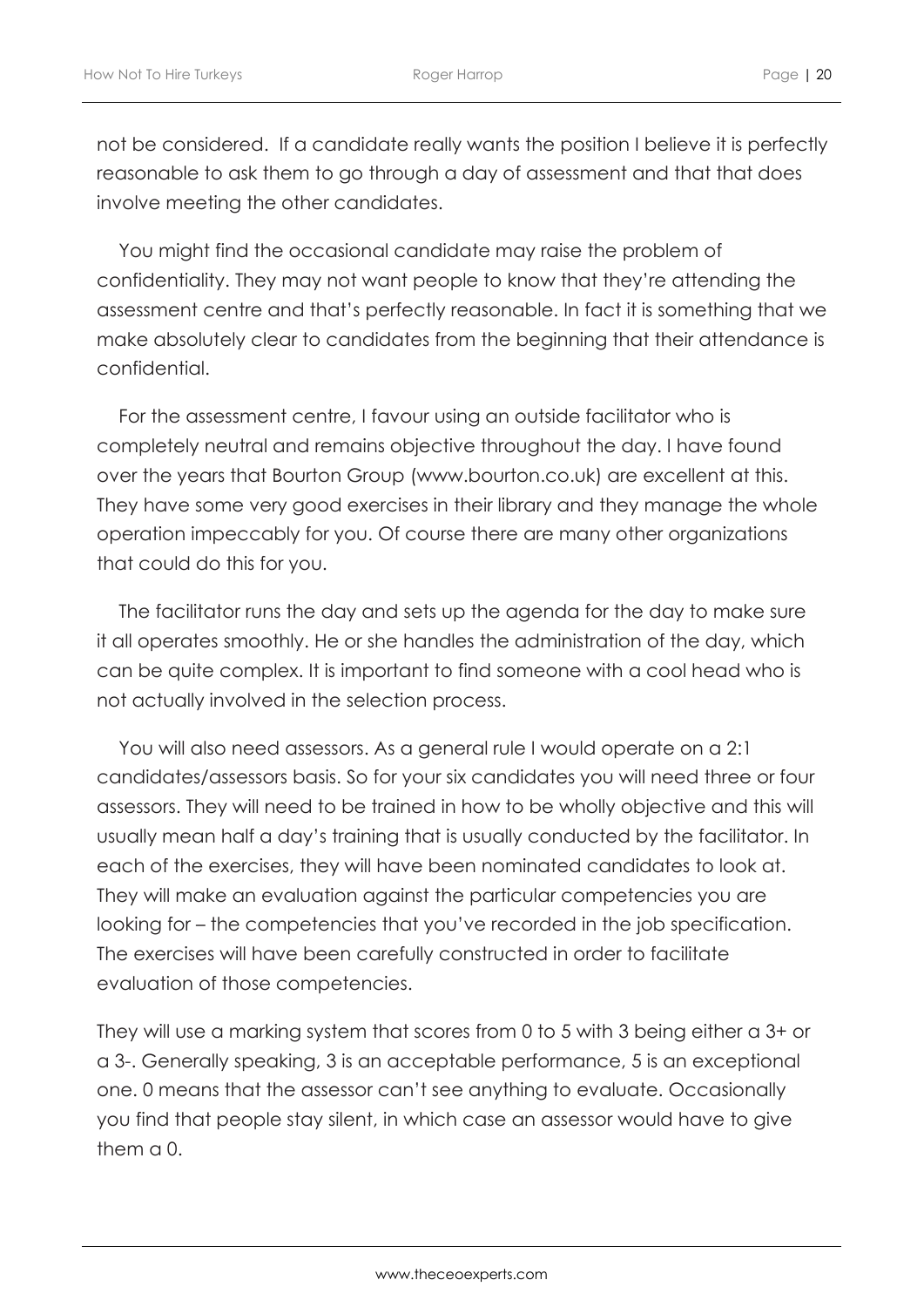not be considered. If a candidate really wants the position I believe it is perfectly reasonable to ask them to go through a day of assessment and that that does involve meeting the other candidates.

You might find the occasional candidate may raise the problem of confidentiality. They may not want people to know that they're attending the assessment centre and that's perfectly reasonable. In fact it is something that we make absolutely clear to candidates from the beginning that their attendance is confidential.

For the assessment centre, I favour using an outside facilitator who is completely neutral and remains objective throughout the day. I have found over the years that Bourton Group (www.bourton.co.uk) are excellent at this. They have some very good exercises in their library and they manage the whole operation impeccably for you. Of course there are many other organizations that could do this for you.

The facilitator runs the day and sets up the agenda for the day to make sure it all operates smoothly. He or she handles the administration of the day, which can be quite complex. It is important to find someone with a cool head who is not actually involved in the selection process.

You will also need assessors. As a general rule I would operate on a 2:1 candidates/assessors basis. So for your six candidates you will need three or four assessors. They will need to be trained in how to be wholly objective and this will usually mean half a day's training that is usually conducted by the facilitator. In each of the exercises, they will have been nominated candidates to look at. They will make an evaluation against the particular competencies you are looking for – the competencies that you've recorded in the job specification. The exercises will have been carefully constructed in order to facilitate evaluation of those competencies.

They will use a marking system that scores from 0 to 5 with 3 being either a 3+ or a 3-. Generally speaking, 3 is an acceptable performance, 5 is an exceptional one. 0 means that the assessor can't see anything to evaluate. Occasionally you find that people stay silent, in which case an assessor would have to give them a 0.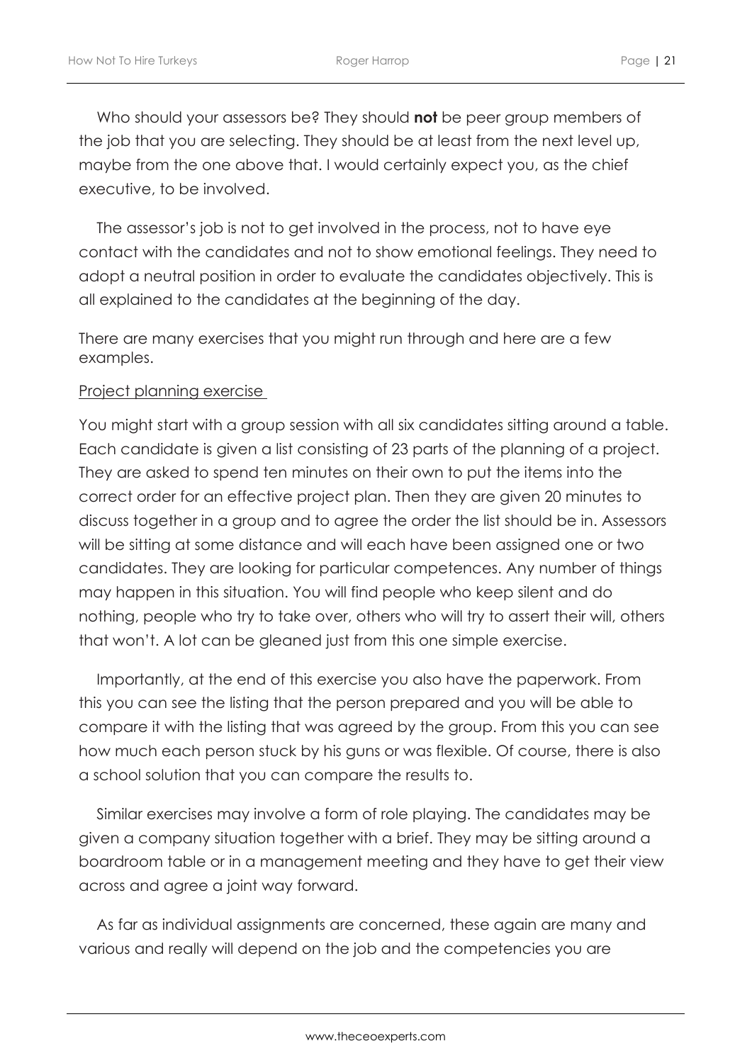Who should your assessors be? They should **not** be peer group members of the job that you are selecting. They should be at least from the next level up, maybe from the one above that. I would certainly expect you, as the chief executive, to be involved.

The assessor's job is not to get involved in the process, not to have eye contact with the candidates and not to show emotional feelings. They need to adopt a neutral position in order to evaluate the candidates objectively. This is all explained to the candidates at the beginning of the day.

There are many exercises that you might run through and here are a few examples.

<u>Project planning exercise</u>

You might start with a group session with all six candidates sitting around a table. Each candidate is given a list consisting of 23 parts of the planning of a project. They are asked to spend ten minutes on their own to put the items into the correct order for an effective project plan. Then they are given 20 minutes to discuss together in a group and to agree the order the list should be in. Assessors will be sitting at some distance and will each have been assigned one or two candidates. They are looking for particular competences. Any number of things may happen in this situation. You will find people who keep silent and do nothing, people who try to take over, others who will try to assert their will, others that won't. A lot can be gleaned just from this one simple exercise.

Importantly, at the end of this exercise you also have the paperwork. From this you can see the listing that the person prepared and you will be able to compare it with the listing that was agreed by the group. From this you can see how much each person stuck by his guns or was flexible. Of course, there is also a school solution that you can compare the results to.

Similar exercises may involve a form of role playing. The candidates may be given a company situation together with a brief. They may be sitting around a boardroom table or in a management meeting and they have to get their view across and agree a joint way forward.

As far as individual assignments are concerned, these again are many and various and really will depend on the job and the competencies you are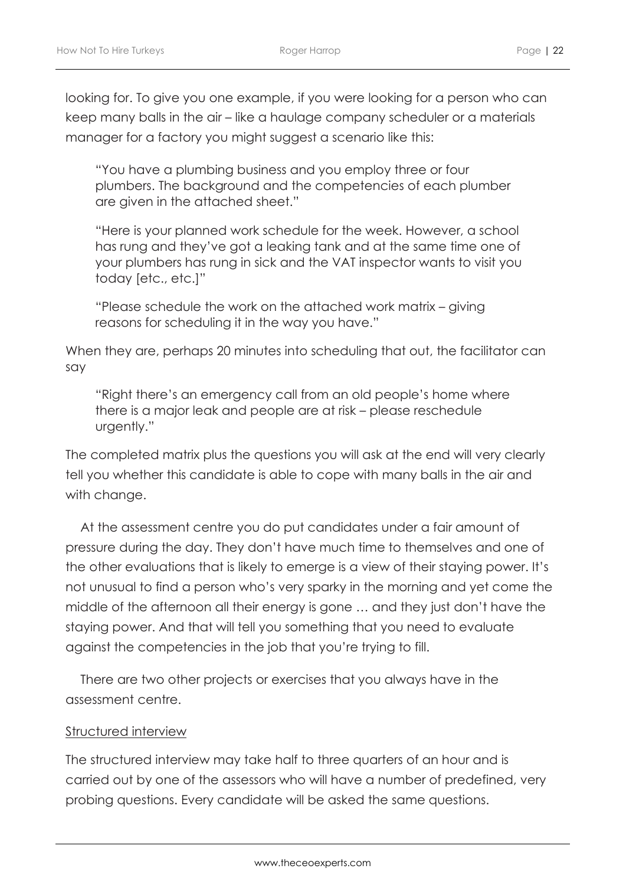looking for. To give you one example, if you were looking for a person who can keep many balls in the air – like a haulage company scheduler or a materials manager for a factory you might suggest a scenario like this:

> "You have a plumbing business and you employ three or four plumbers. The background and the competencies of each plumber are given in the attached sheet."
>
> "Here is your planned work schedule for the week. However, a school has rung and they've got a leaking tank and at the same time one of your plumbers has rung in sick and the VAT inspector wants to visit you today [etc., etc.]"
>
> "Please schedule the work on the attached work matrix – giving reasons for scheduling it in the way you have."

When they are, perhaps 20 minutes into scheduling that out, the facilitator can say

> "Right there's an emergency call from an old people's home where there is a major leak and people are at risk – please reschedule urgently."

The completed matrix plus the questions you will ask at the end will very clearly tell you whether this candidate is able to cope with many balls in the air and with change.

At the assessment centre you do put candidates under a fair amount of pressure during the day. They don't have much time to themselves and one of the other evaluations that is likely to emerge is a view of their staying power. It's not unusual to find a person who's very sparky in the morning and yet come the middle of the afternoon all their energy is gone … and they just don't have the staying power. And that will tell you something that you need to evaluate against the competencies in the job that you're trying to fill.

There are two other projects or exercises that you always have in the assessment centre.

<u>Structured interview</u>

The structured interview may take half to three quarters of an hour and is carried out by one of the assessors who will have a number of predefined, very probing questions. Every candidate will be asked the same questions.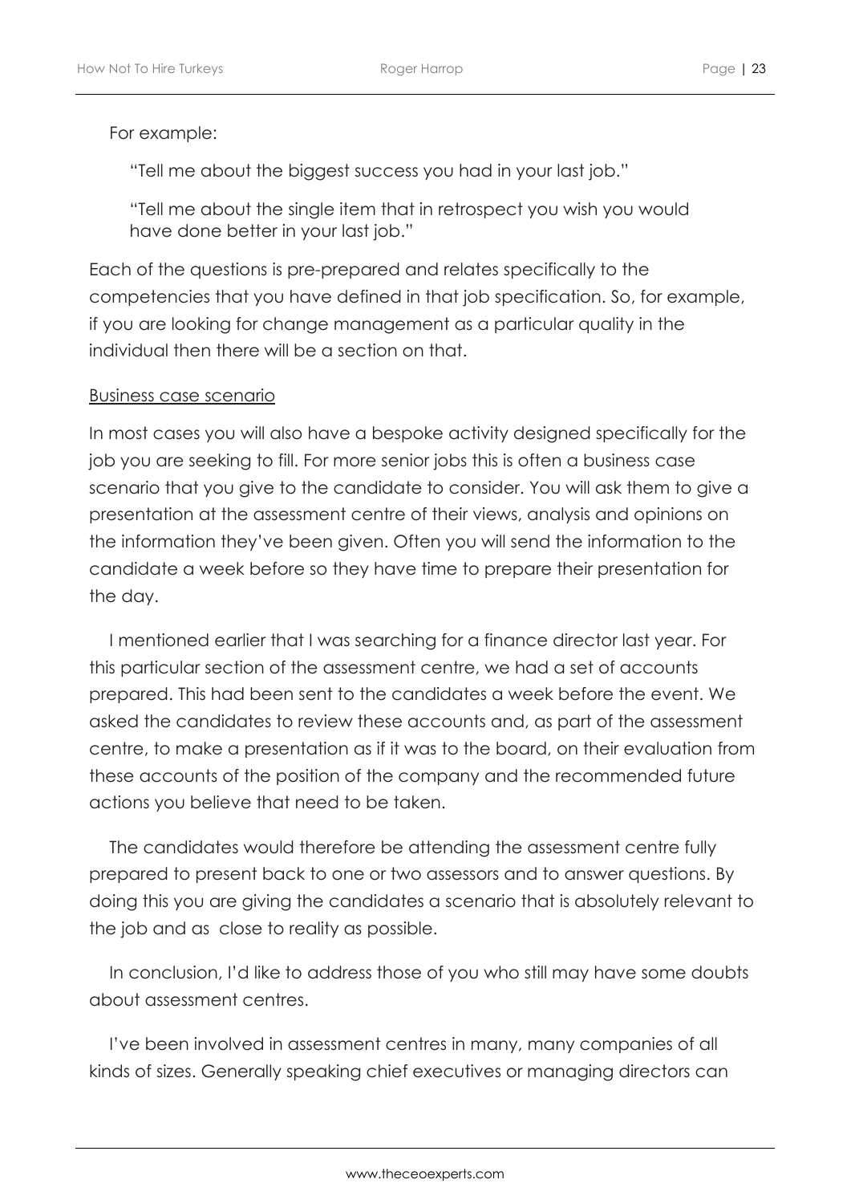For example:

> "Tell me about the biggest success you had in your last job."
>
> "Tell me about the single item that in retrospect you wish you would have done better in your last job."

Each of the questions is pre-prepared and relates specifically to the competencies that you have defined in that job specification. So, for example, if you are looking for change management as a particular quality in the individual then there will be a section on that.

<u>Business case scenario</u>

In most cases you will also have a bespoke activity designed specifically for the job you are seeking to fill. For more senior jobs this is often a business case scenario that you give to the candidate to consider. You will ask them to give a presentation at the assessment centre of their views, analysis and opinions on the information they've been given. Often you will send the information to the candidate a week before so they have time to prepare their presentation for the day.

I mentioned earlier that I was searching for a finance director last year. For this particular section of the assessment centre, we had a set of accounts prepared. This had been sent to the candidates a week before the event. We asked the candidates to review these accounts and, as part of the assessment centre, to make a presentation as if it was to the board, on their evaluation from these accounts of the position of the company and the recommended future actions you believe that need to be taken.

The candidates would therefore be attending the assessment centre fully prepared to present back to one or two assessors and to answer questions. By doing this you are giving the candidates a scenario that is absolutely relevant to the job and as close to reality as possible.

In conclusion, I'd like to address those of you who still may have some doubts about assessment centres.

I've been involved in assessment centres in many, many companies of all kinds of sizes. Generally speaking chief executives or managing directors can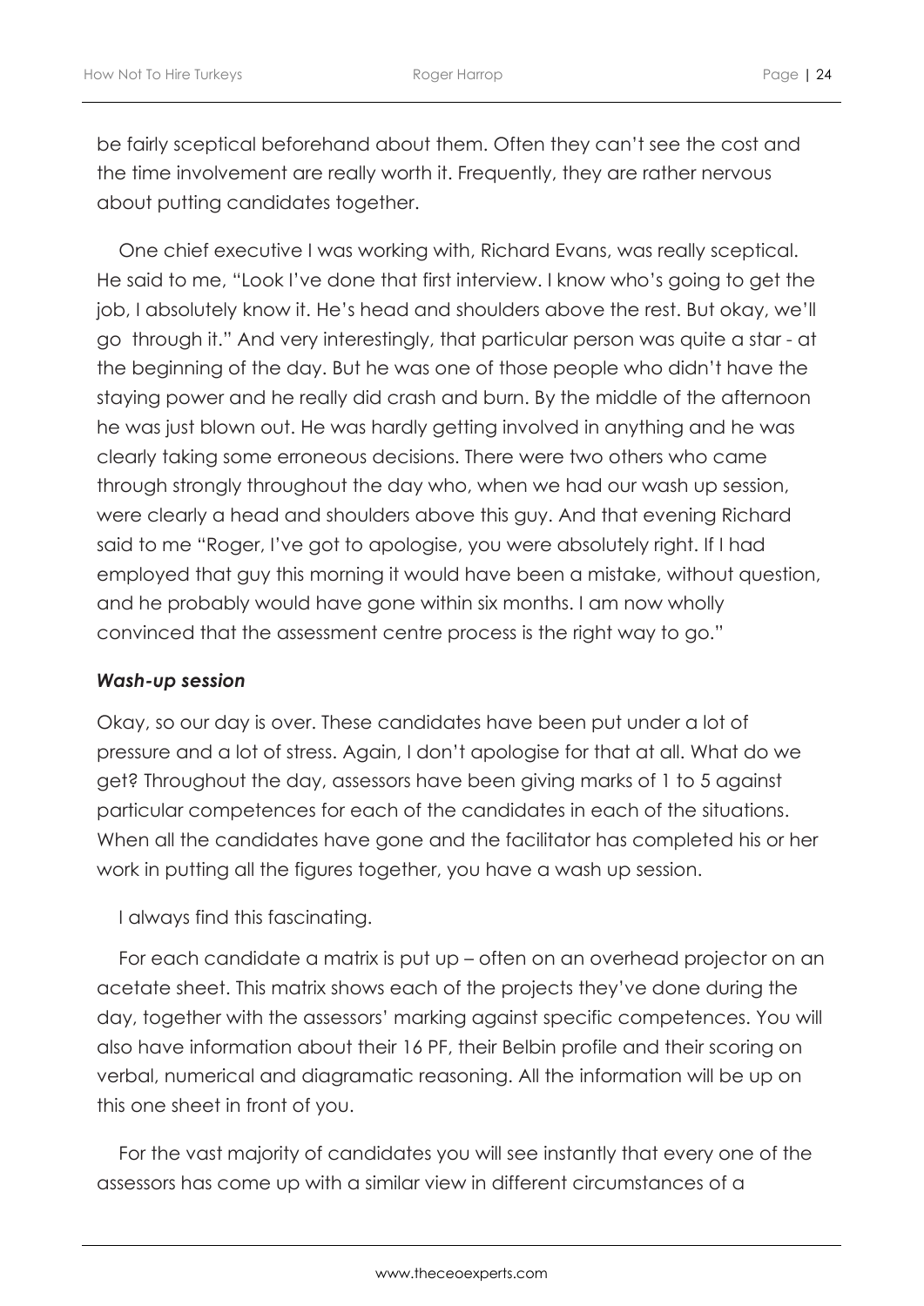be fairly sceptical beforehand about them. Often they can't see the cost and the time involvement are really worth it. Frequently, they are rather nervous about putting candidates together.

One chief executive I was working with, Richard Evans, was really sceptical. He said to me, "Look I've done that first interview. I know who's going to get the job, I absolutely know it. He's head and shoulders above the rest. But okay, we'll go through it." And very interestingly, that particular person was quite a star - at the beginning of the day. But he was one of those people who didn't have the staying power and he really did crash and burn. By the middle of the afternoon he was just blown out. He was hardly getting involved in anything and he was clearly taking some erroneous decisions. There were two others who came through strongly throughout the day who, when we had our wash up session, were clearly a head and shoulders above this guy. And that evening Richard said to me "Roger, I've got to apologise, you were absolutely right. If I had employed that guy this morning it would have been a mistake, without question, and he probably would have gone within six months. I am now wholly convinced that the assessment centre process is the right way to go."

### *Wash-up session*

Okay, so our day is over. These candidates have been put under a lot of pressure and a lot of stress. Again, I don't apologise for that at all. What do we get? Throughout the day, assessors have been giving marks of 1 to 5 against particular competences for each of the candidates in each of the situations. When all the candidates have gone and the facilitator has completed his or her work in putting all the figures together, you have a wash up session.

I always find this fascinating.

For each candidate a matrix is put up – often on an overhead projector on an acetate sheet. This matrix shows each of the projects they've done during the day, together with the assessors' marking against specific competences. You will also have information about their 16 PF, their Belbin profile and their scoring on verbal, numerical and diagramatic reasoning. All the information will be up on this one sheet in front of you.

For the vast majority of candidates you will see instantly that every one of the assessors has come up with a similar view in different circumstances of a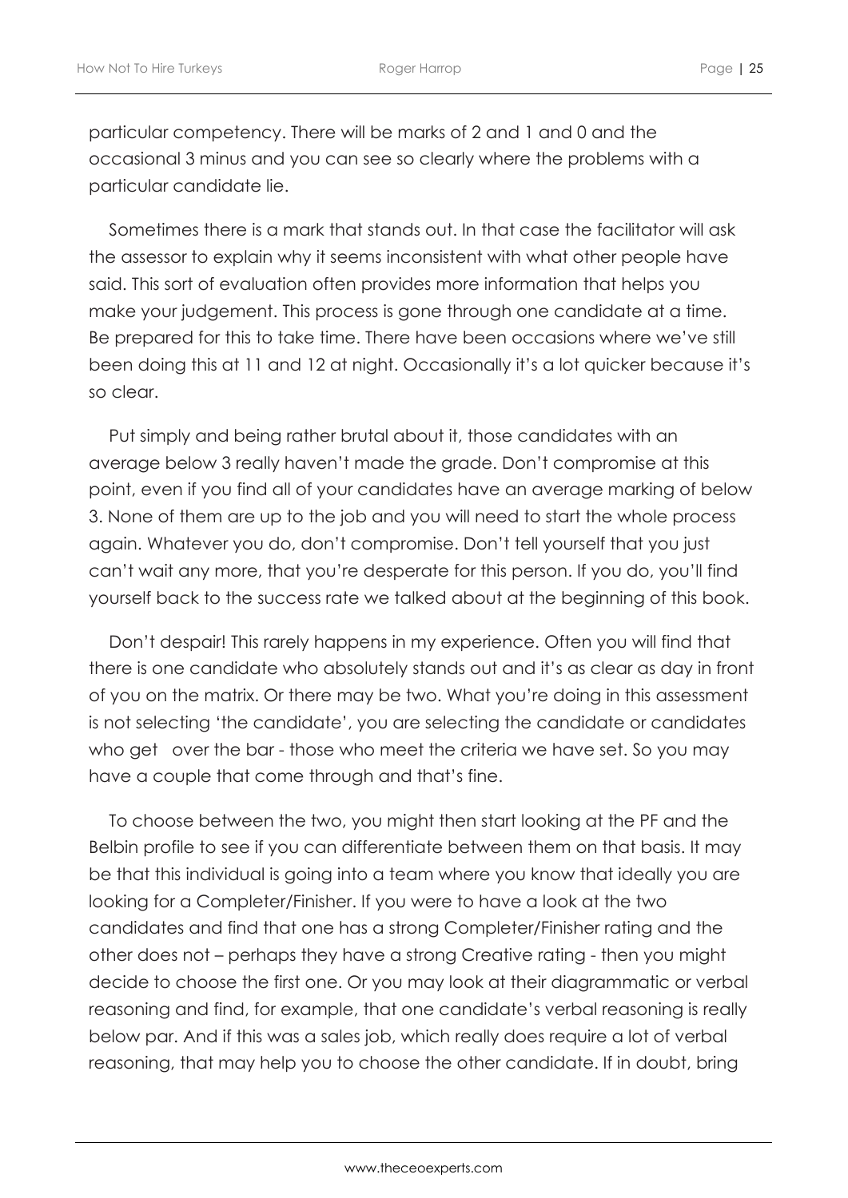particular competency. There will be marks of 2 and 1 and 0 and the occasional 3 minus and you can see so clearly where the problems with a particular candidate lie.

Sometimes there is a mark that stands out. In that case the facilitator will ask the assessor to explain why it seems inconsistent with what other people have said. This sort of evaluation often provides more information that helps you make your judgement. This process is gone through one candidate at a time. Be prepared for this to take time. There have been occasions where we've still been doing this at 11 and 12 at night. Occasionally it's a lot quicker because it's so clear.

Put simply and being rather brutal about it, those candidates with an average below 3 really haven't made the grade. Don't compromise at this point, even if you find all of your candidates have an average marking of below 3. None of them are up to the job and you will need to start the whole process again. Whatever you do, don't compromise. Don't tell yourself that you just can't wait any more, that you're desperate for this person. If you do, you'll find yourself back to the success rate we talked about at the beginning of this book.

Don't despair! This rarely happens in my experience. Often you will find that there is one candidate who absolutely stands out and it's as clear as day in front of you on the matrix. Or there may be two. What you're doing in this assessment is not selecting 'the candidate', you are selecting the candidate or candidates who get over the bar - those who meet the criteria we have set. So you may have a couple that come through and that's fine.

To choose between the two, you might then start looking at the PF and the Belbin profile to see if you can differentiate between them on that basis. It may be that this individual is going into a team where you know that ideally you are looking for a Completer/Finisher. If you were to have a look at the two candidates and find that one has a strong Completer/Finisher rating and the other does not – perhaps they have a strong Creative rating - then you might decide to choose the first one. Or you may look at their diagrammatic or verbal reasoning and find, for example, that one candidate's verbal reasoning is really below par. And if this was a sales job, which really does require a lot of verbal reasoning, that may help you to choose the other candidate. If in doubt, bring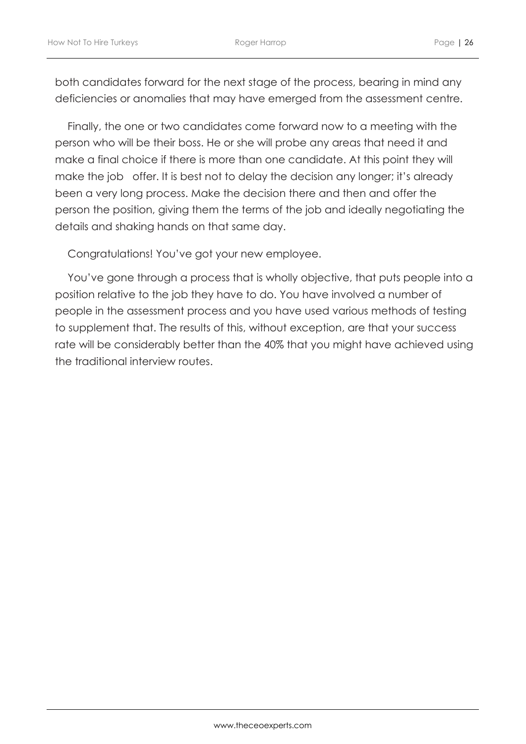both candidates forward for the next stage of the process, bearing in mind any deficiencies or anomalies that may have emerged from the assessment centre.

Finally, the one or two candidates come forward now to a meeting with the person who will be their boss. He or she will probe any areas that need it and make a final choice if there is more than one candidate. At this point they will make the job offer. It is best not to delay the decision any longer; it's already been a very long process. Make the decision there and then and offer the person the position, giving them the terms of the job and ideally negotiating the details and shaking hands on that same day.

Congratulations! You've got your new employee.

You've gone through a process that is wholly objective, that puts people into a position relative to the job they have to do. You have involved a number of people in the assessment process and you have used various methods of testing to supplement that. The results of this, without exception, are that your success rate will be considerably better than the 40% that you might have achieved using the traditional interview routes.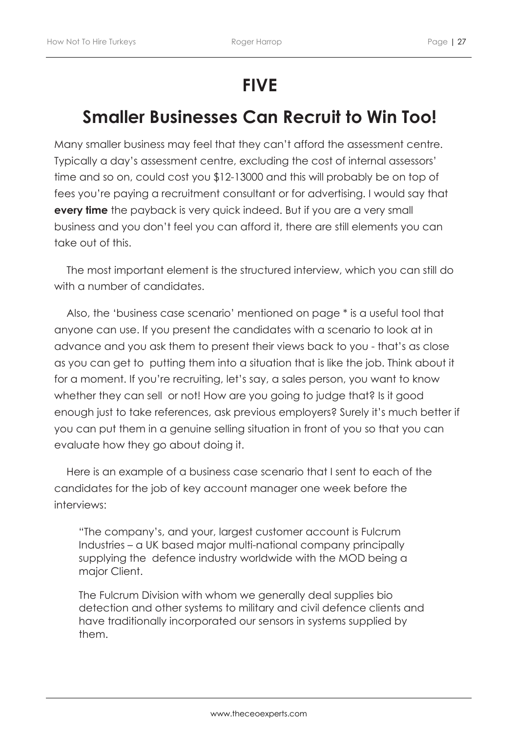# FIVE

## Smaller Businesses Can Recruit to Win Too!

Many smaller business may feel that they can't afford the assessment centre. Typically a day's assessment centre, excluding the cost of internal assessors' time and so on, could cost you $12-13000 and this will probably be on top of fees you're paying a recruitment consultant or for advertising. I would say that **every time** the payback is very quick indeed. But if you are a very small business and you don't feel you can afford it, there are still elements you can take out of this.

The most important element is the structured interview, which you can still do with a number of candidates.

Also, the 'business case scenario' mentioned on page * is a useful tool that anyone can use. If you present the candidates with a scenario to look at in advance and you ask them to present their views back to you - that's as close as you can get to putting them into a situation that is like the job. Think about it for a moment. If you're recruiting, let's say, a sales person, you want to know whether they can sell or not! How are you going to judge that? Is it good enough just to take references, ask previous employers? Surely it's much better if you can put them in a genuine selling situation in front of you so that you can evaluate how they go about doing it.

Here is an example of a business case scenario that I sent to each of the candidates for the job of key account manager one week before the interviews:

> "The company's, and your, largest customer account is Fulcrum Industries – a UK based major multi-national company principally supplying the defence industry worldwide with the MOD being a major Client.
>
> The Fulcrum Division with whom we generally deal supplies bio detection and other systems to military and civil defence clients and have traditionally incorporated our sensors in systems supplied by them.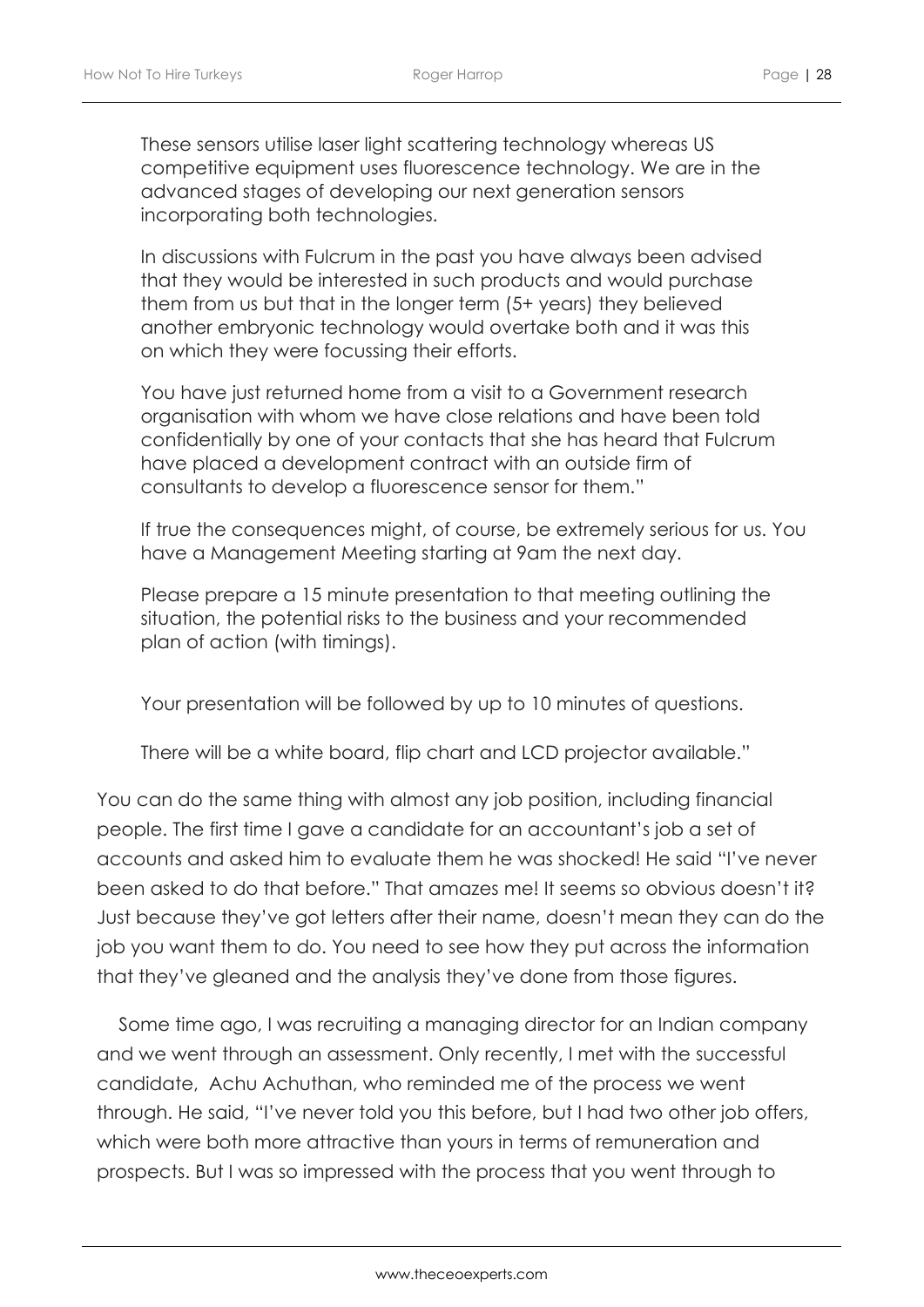These sensors utilise laser light scattering technology whereas US competitive equipment uses fluorescence technology. We are in the advanced stages of developing our next generation sensors incorporating both technologies.

In discussions with Fulcrum in the past you have always been advised that they would be interested in such products and would purchase them from us but that in the longer term (5+ years) they believed another embryonic technology would overtake both and it was this on which they were focussing their efforts.

You have just returned home from a visit to a Government research organisation with whom we have close relations and have been told confidentially by one of your contacts that she has heard that Fulcrum have placed a development contract with an outside firm of consultants to develop a fluorescence sensor for them."

If true the consequences might, of course, be extremely serious for us. You have a Management Meeting starting at 9am the next day.

Please prepare a 15 minute presentation to that meeting outlining the situation, the potential risks to the business and your recommended plan of action (with timings).

Your presentation will be followed by up to 10 minutes of questions.

There will be a white board, flip chart and LCD projector available."

You can do the same thing with almost any job position, including financial people. The first time I gave a candidate for an accountant's job a set of accounts and asked him to evaluate them he was shocked! He said "I've never been asked to do that before." That amazes me! It seems so obvious doesn't it? Just because they've got letters after their name, doesn't mean they can do the job you want them to do. You need to see how they put across the information that they've gleaned and the analysis they've done from those figures.

Some time ago, I was recruiting a managing director for an Indian company and we went through an assessment. Only recently, I met with the successful candidate, Achu Achuthan, who reminded me of the process we went through. He said, "I've never told you this before, but I had two other job offers, which were both more attractive than yours in terms of remuneration and prospects. But I was so impressed with the process that you went through to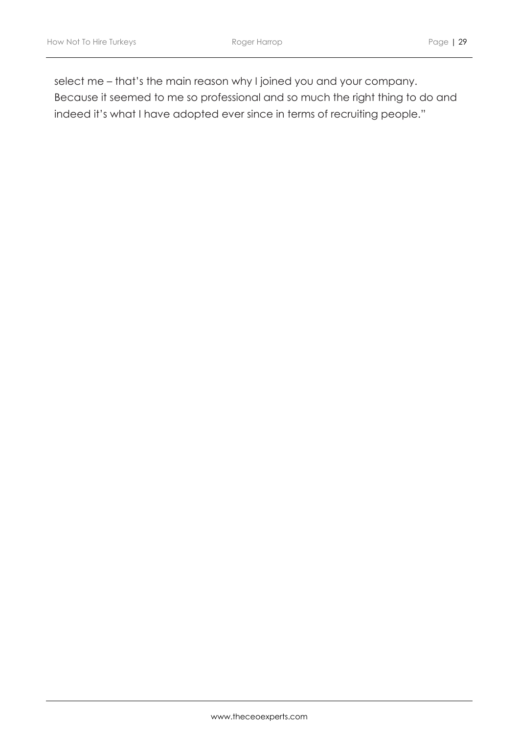select me – that's the main reason why I joined you and your company. Because it seemed to me so professional and so much the right thing to do and indeed it's what I have adopted ever since in terms of recruiting people."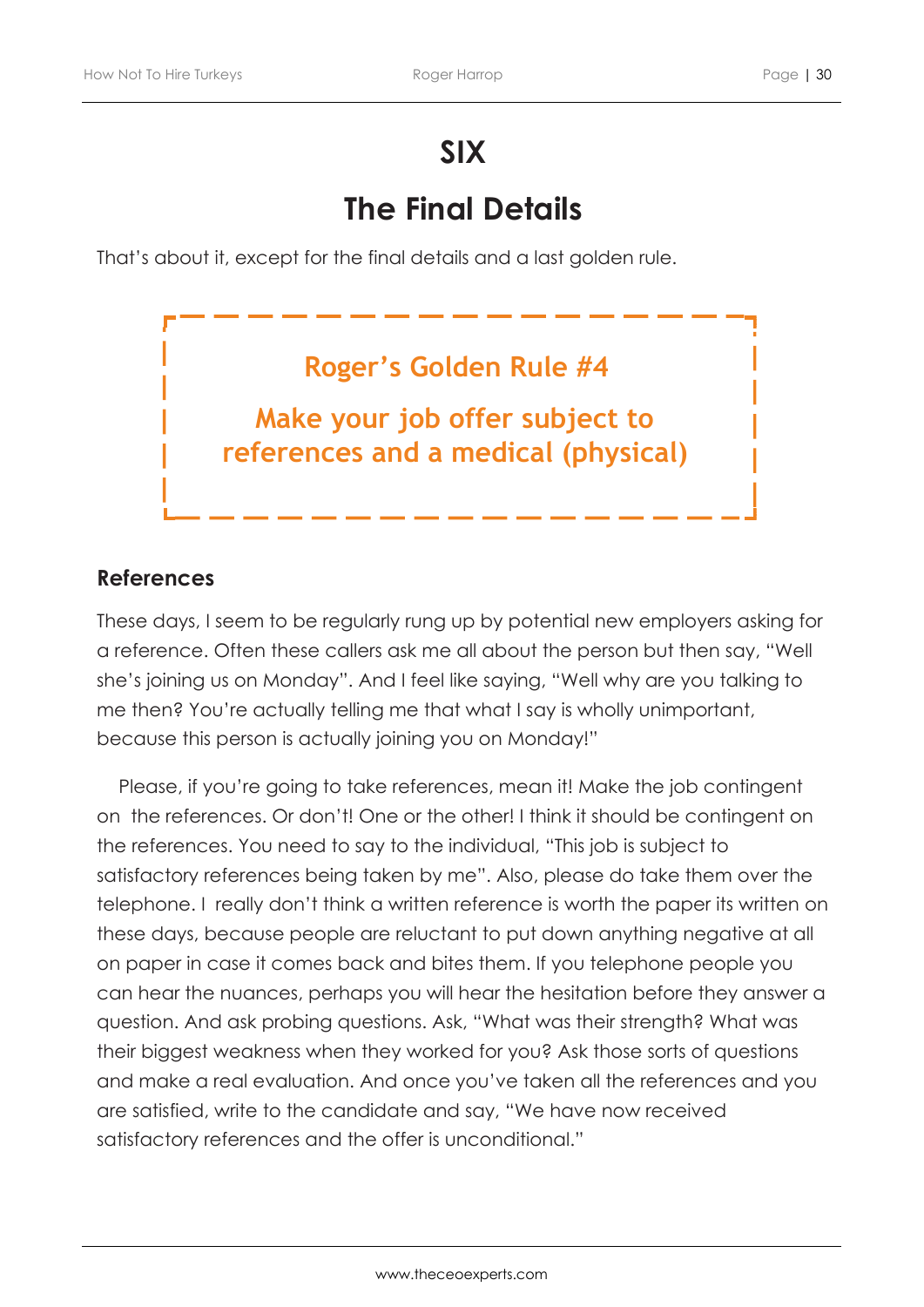# SIX

# The Final Details

That's about it, except for the final details and a last golden rule.

> **Roger's Golden Rule #4**
>
> **Make your job offer subject to references and a medical (physical)**

### References

These days, I seem to be regularly rung up by potential new employers asking for a reference. Often these callers ask me all about the person but then say, "Well she's joining us on Monday". And I feel like saying, "Well why are you talking to me then? You're actually telling me that what I say is wholly unimportant, because this person is actually joining you on Monday!"

Please, if you're going to take references, mean it! Make the job contingent on the references. Or don't! One or the other! I think it should be contingent on the references. You need to say to the individual, "This job is subject to satisfactory references being taken by me". Also, please do take them over the telephone. I really don't think a written reference is worth the paper its written on these days, because people are reluctant to put down anything negative at all on paper in case it comes back and bites them. If you telephone people you can hear the nuances, perhaps you will hear the hesitation before they answer a question. And ask probing questions. Ask, "What was their strength? What was their biggest weakness when they worked for you? Ask those sorts of questions and make a real evaluation. And once you've taken all the references and you are satisfied, write to the candidate and say, "We have now received satisfactory references and the offer is unconditional."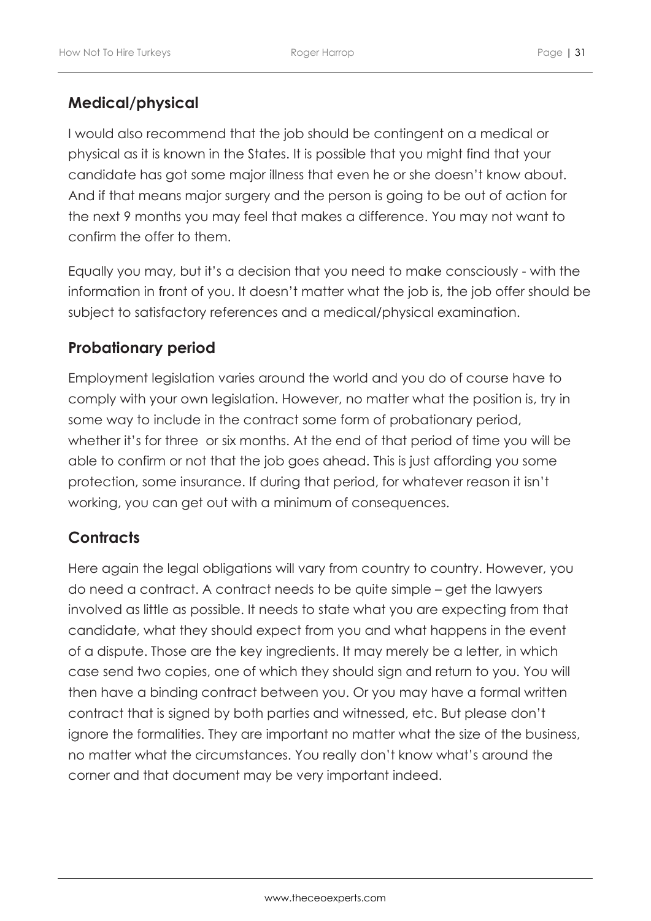## Medical/physical

I would also recommend that the job should be contingent on a medical or physical as it is known in the States. It is possible that you might find that your candidate has got some major illness that even he or she doesn't know about. And if that means major surgery and the person is going to be out of action for the next 9 months you may feel that makes a difference. You may not want to confirm the offer to them.

Equally you may, but it's a decision that you need to make consciously - with the information in front of you. It doesn't matter what the job is, the job offer should be subject to satisfactory references and a medical/physical examination.

## Probationary period

Employment legislation varies around the world and you do of course have to comply with your own legislation. However, no matter what the position is, try in some way to include in the contract some form of probationary period, whether it's for three  or six months. At the end of that period of time you will be able to confirm or not that the job goes ahead. This is just affording you some protection, some insurance. If during that period, for whatever reason it isn't working, you can get out with a minimum of consequences.

## Contracts

Here again the legal obligations will vary from country to country. However, you do need a contract. A contract needs to be quite simple – get the lawyers involved as little as possible. It needs to state what you are expecting from that candidate, what they should expect from you and what happens in the event of a dispute. Those are the key ingredients. It may merely be a letter, in which case send two copies, one of which they should sign and return to you. You will then have a binding contract between you. Or you may have a formal written contract that is signed by both parties and witnessed, etc. But please don't ignore the formalities. They are important no matter what the size of the business, no matter what the circumstances. You really don't know what's around the corner and that document may be very important indeed.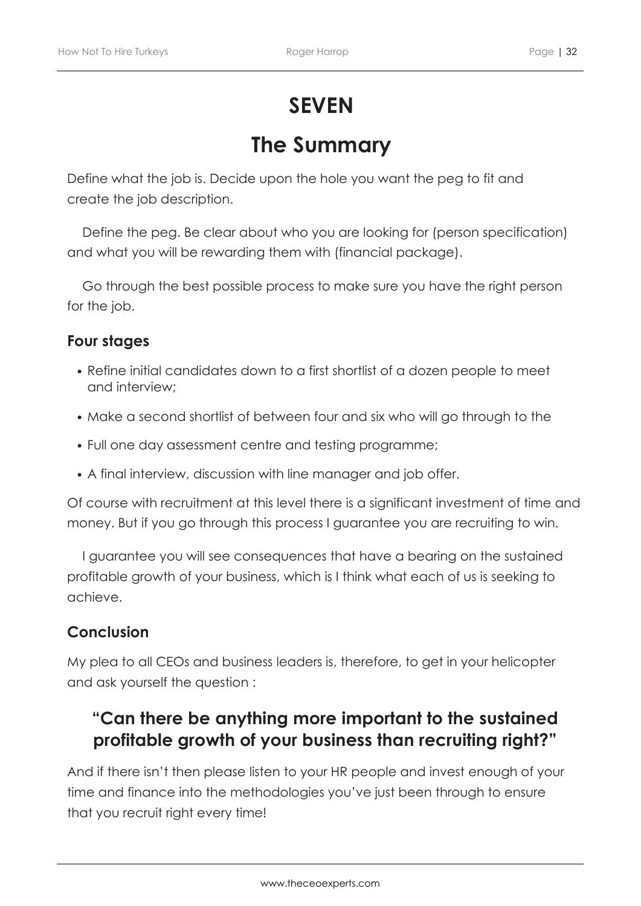# SEVEN

# The Summary

Define what the job is. Decide upon the hole you want the peg to fit and create the job description.

Define the peg. Be clear about who you are looking for (person specification) and what you will be rewarding them with (financial package).

Go through the best possible process to make sure you have the right person for the job.

### Four stages

- Refine initial candidates down to a first shortlist of a dozen people to meet and interview;
- Make a second shortlist of between four and six who will go through to the
- Full one day assessment centre and testing programme;
- A final interview, discussion with line manager and job offer.

Of course with recruitment at this level there is a significant investment of time and money. But if you go through this process I guarantee you are recruiting to win.

I guarantee you will see consequences that have a bearing on the sustained profitable growth of your business, which is I think what each of us is seeking to achieve.

### Conclusion

My plea to all CEOs and business leaders is, therefore, to get in your helicopter and ask yourself the question :

## "Can there be anything more important to the sustained profitable growth of your business than recruiting right?"

And if there isn't then please listen to your HR people and invest enough of your time and finance into the methodologies you've just been through to ensure that you recruit right every time!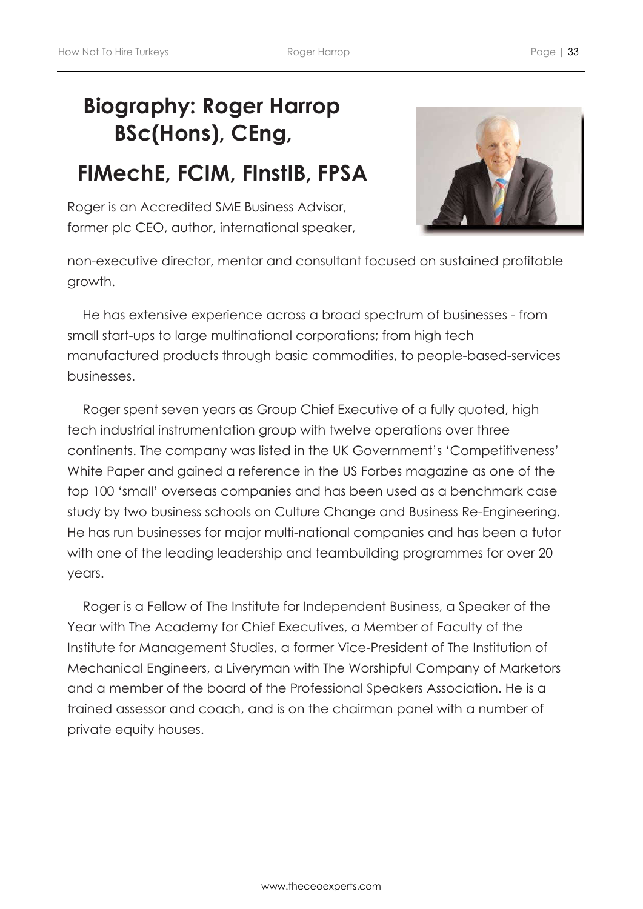# Biography: Roger Harrop BSc(Hons), CEng, FIMechE, FCIM, FInstIB, FPSA

Roger is an Accredited SME Business Advisor, former plc CEO, author, international speaker, non-executive director, mentor and consultant focused on sustained profitable growth.

He has extensive experience across a broad spectrum of businesses - from small start-ups to large multinational corporations; from high tech manufactured products through basic commodities, to people-based-services businesses.

Roger spent seven years as Group Chief Executive of a fully quoted, high tech industrial instrumentation group with twelve operations over three continents. The company was listed in the UK Government's 'Competitiveness' White Paper and gained a reference in the US Forbes magazine as one of the top 100 'small' overseas companies and has been used as a benchmark case study by two business schools on Culture Change and Business Re-Engineering. He has run businesses for major multi-national companies and has been a tutor with one of the leading leadership and teambuilding programmes for over 20 years.

Roger is a Fellow of The Institute for Independent Business, a Speaker of the Year with The Academy for Chief Executives, a Member of Faculty of the Institute for Management Studies, a former Vice-President of The Institution of Mechanical Engineers, a Liveryman with The Worshipful Company of Marketors and a member of the board of the Professional Speakers Association. He is a trained assessor and coach, and is on the chairman panel with a number of private equity houses.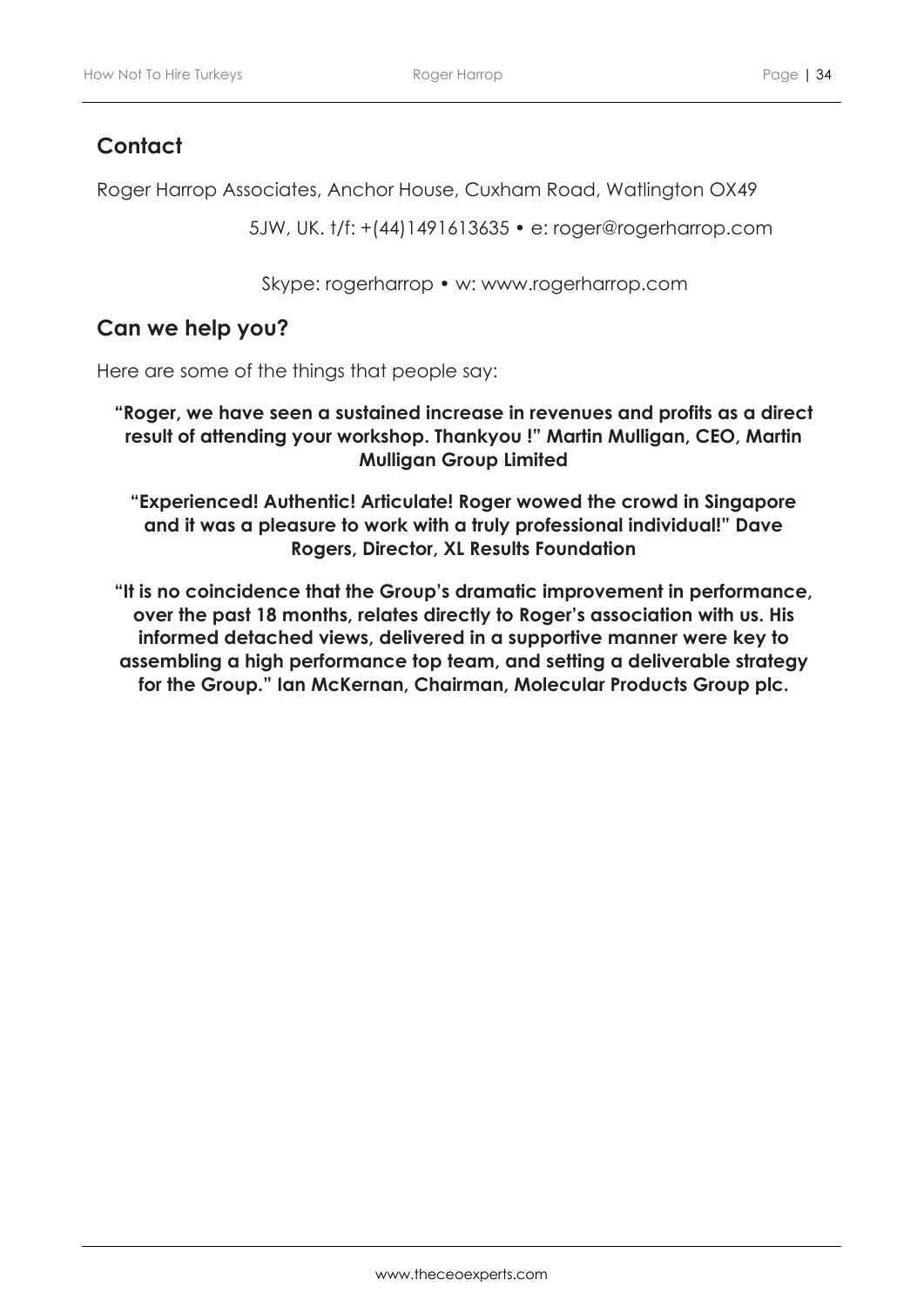## Contact

Roger Harrop Associates, Anchor House, Cuxham Road, Watlington OX49 5JW, UK. t/f: +(44)1491613635 • e: roger@rogerharrop.com

Skype: rogerharrop • w: www.rogerharrop.com

## Can we help you?

Here are some of the things that people say:

**"Roger, we have seen a sustained increase in revenues and profits as a direct result of attending your workshop. Thankyou !" Martin Mulligan, CEO, Martin Mulligan Group Limited**

**"Experienced! Authentic! Articulate! Roger wowed the crowd in Singapore and it was a pleasure to work with a truly professional individual!" Dave Rogers, Director, XL Results Foundation**

**"It is no coincidence that the Group's dramatic improvement in performance, over the past 18 months, relates directly to Roger's association with us. His informed detached views, delivered in a supportive manner were key to assembling a high performance top team, and setting a deliverable strategy for the Group." Ian McKernan, Chairman, Molecular Products Group plc.**